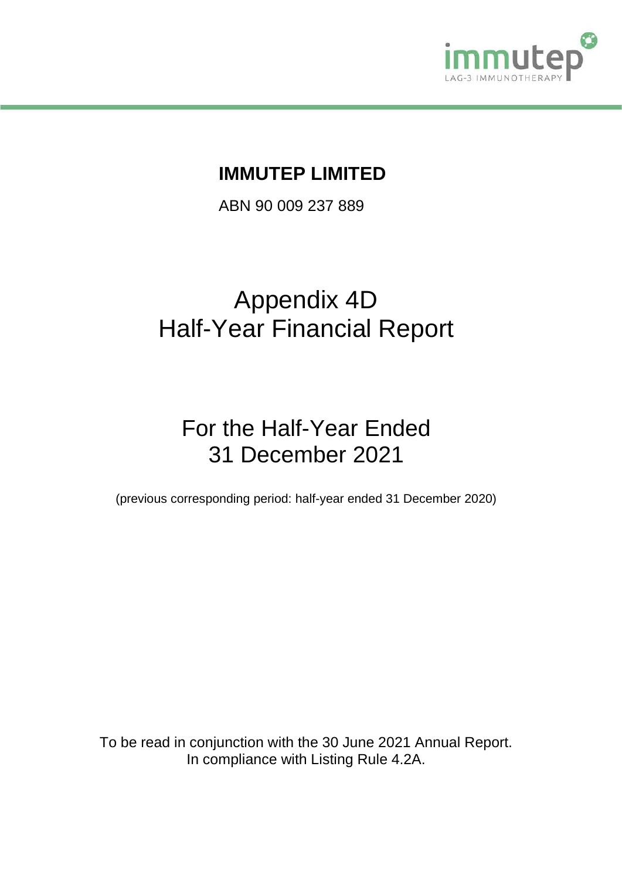# IMMUTEP LIMITED

ABN 90 009 237 889

# Appendix 4D
# Half-Year Financial Report

## For the Half-Year Ended
## 31 December 2021

(previous corresponding period: half-year ended 31 December 2020)

To be read in conjunction with the 30 June 2021 Annual Report.
In compliance with Listing Rule 4.2A.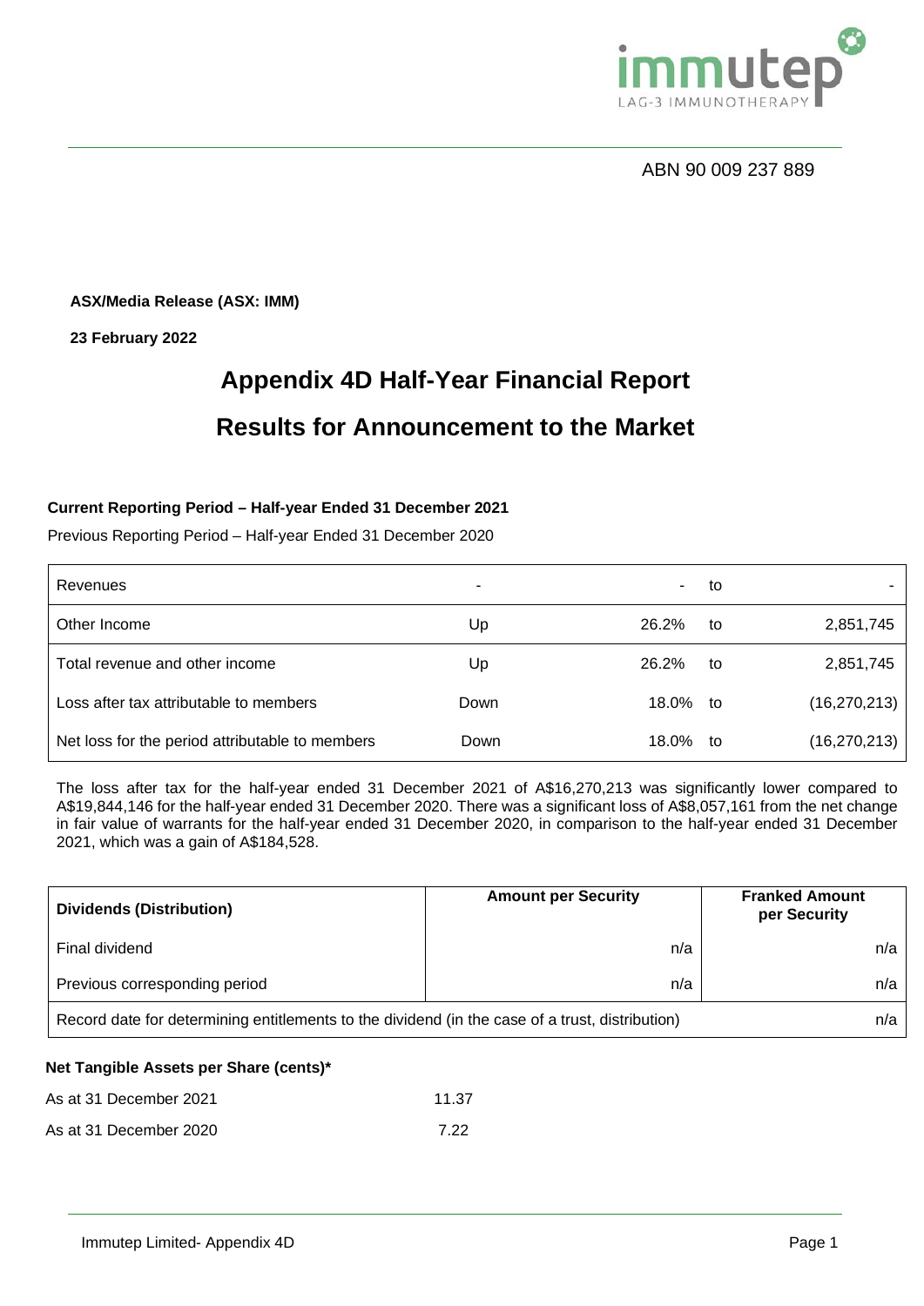ABN 90 009 237 889

**ASX/Media Release (ASX: IMM)**

**23 February 2022**

# Appendix 4D Half-Year Financial Report

# Results for Announcement to the Market

**Current Reporting Period – Half-year Ended 31 December 2021**

Previous Reporting Period – Half-year Ended 31 December 2020

| | | | | |
|---|---|---|---|---|
| Revenues | - | - | to | - |
| Other Income | Up | 26.2% | to | 2,851,745 |
| Total revenue and other income | Up | 26.2% | to | 2,851,745 |
| Loss after tax attributable to members | Down | 18.0% | to | (16,270,213) |
| Net loss for the period attributable to members | Down | 18.0% | to | (16,270,213) |

The loss after tax for the half-year ended 31 December 2021 of A$16,270,213 was significantly lower compared to A$19,844,146 for the half-year ended 31 December 2020. There was a significant loss of A$8,057,161 from the net change in fair value of warrants for the half-year ended 31 December 2020, in comparison to the half-year ended 31 December 2021, which was a gain of A$184,528.

| **Dividends (Distribution)** | **Amount per Security** | **Franked Amount per Security** |
|---|---|---|
| Final dividend | n/a | n/a |
| Previous corresponding period | n/a | n/a |
| Record date for determining entitlements to the dividend (in the case of a trust, distribution) | | n/a |

**Net Tangible Assets per Share (cents)***

| | |
|---|---|
| As at 31 December 2021 | 11.37 |
| As at 31 December 2020 | 7.22 |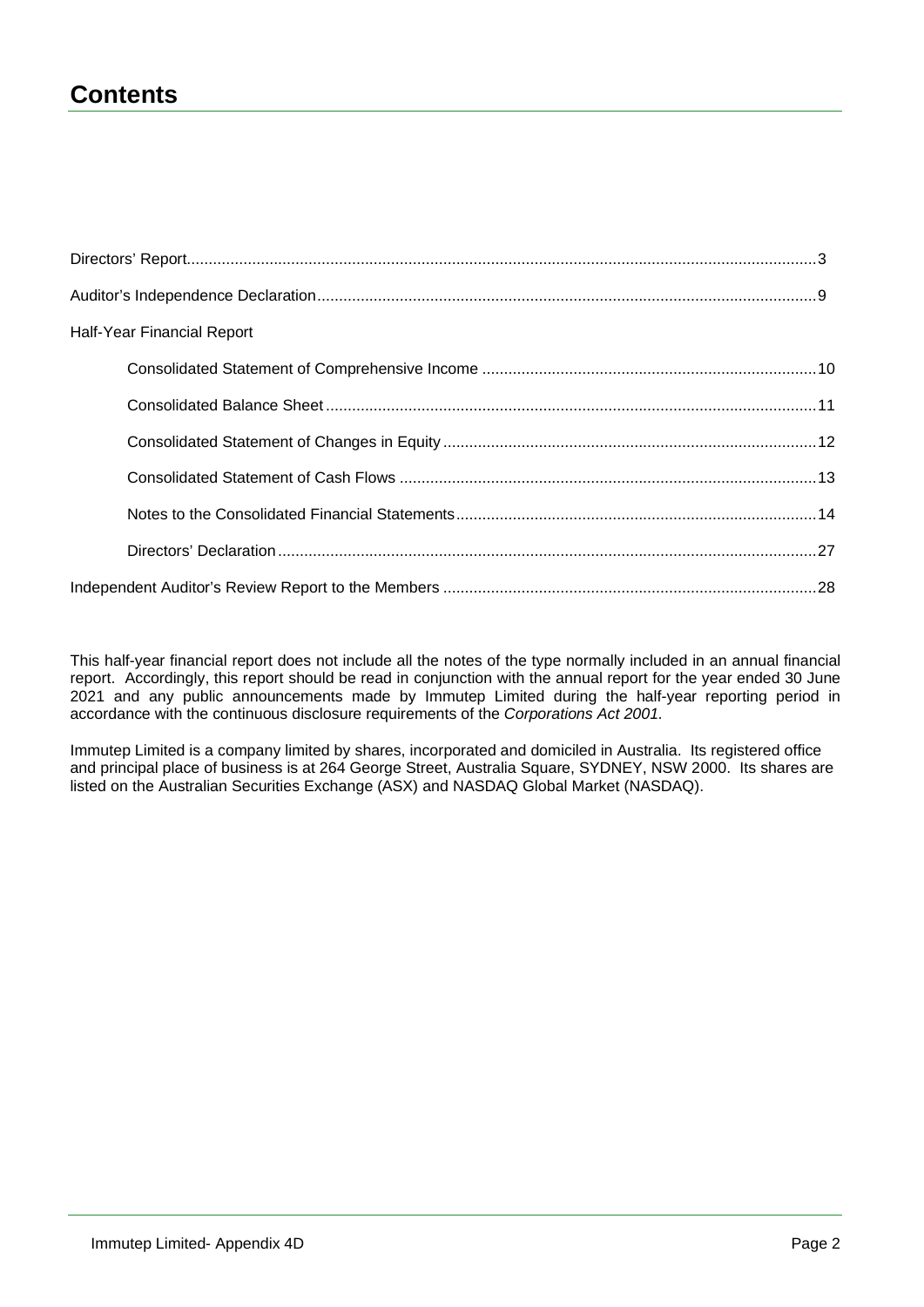# Contents

| | |
|---|---|
| Directors' Report | 3 |
| Auditor's Independence Declaration | 9 |
| Half-Year Financial Report | |
| Consolidated Statement of Comprehensive Income | 10 |
| Consolidated Balance Sheet | 11 |
| Consolidated Statement of Changes in Equity | 12 |
| Consolidated Statement of Cash Flows | 13 |
| Notes to the Consolidated Financial Statements | 14 |
| Directors' Declaration | 27 |
| Independent Auditor's Review Report to the Members | 28 |

This half-year financial report does not include all the notes of the type normally included in an annual financial report. Accordingly, this report should be read in conjunction with the annual report for the year ended 30 June 2021 and any public announcements made by Immutep Limited during the half-year reporting period in accordance with the continuous disclosure requirements of the *Corporations Act 2001.*

Immutep Limited is a company limited by shares, incorporated and domiciled in Australia. Its registered office and principal place of business is at 264 George Street, Australia Square, SYDNEY, NSW 2000. Its shares are listed on the Australian Securities Exchange (ASX) and NASDAQ Global Market (NASDAQ).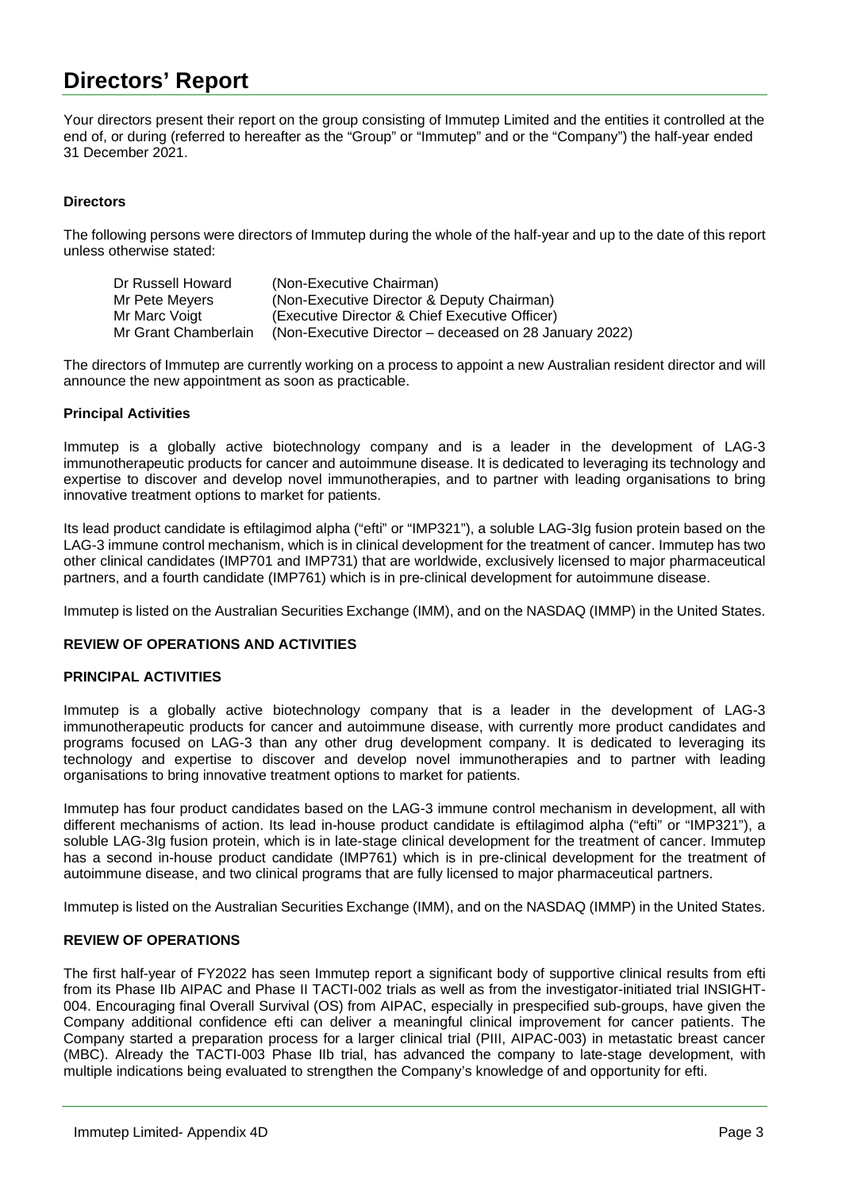# Directors' Report

Your directors present their report on the group consisting of Immutep Limited and the entities it controlled at the end of, or during (referred to hereafter as the "Group" or "Immutep" and or the "Company") the half-year ended 31 December 2021.

**Directors**

The following persons were directors of Immutep during the whole of the half-year and up to the date of this report unless otherwise stated:

| | |
|---|---|
| Dr Russell Howard | (Non-Executive Chairman) |
| Mr Pete Meyers | (Non-Executive Director & Deputy Chairman) |
| Mr Marc Voigt | (Executive Director & Chief Executive Officer) |
| Mr Grant Chamberlain | (Non-Executive Director – deceased on 28 January 2022) |

The directors of Immutep are currently working on a process to appoint a new Australian resident director and will announce the new appointment as soon as practicable.

**Principal Activities**

Immutep is a globally active biotechnology company and is a leader in the development of LAG-3 immunotherapeutic products for cancer and autoimmune disease. It is dedicated to leveraging its technology and expertise to discover and develop novel immunotherapies, and to partner with leading organisations to bring innovative treatment options to market for patients.

Its lead product candidate is eftilagimod alpha ("efti" or "IMP321"), a soluble LAG-3Ig fusion protein based on the LAG-3 immune control mechanism, which is in clinical development for the treatment of cancer. Immutep has two other clinical candidates (IMP701 and IMP731) that are worldwide, exclusively licensed to major pharmaceutical partners, and a fourth candidate (IMP761) which is in pre-clinical development for autoimmune disease.

Immutep is listed on the Australian Securities Exchange (IMM), and on the NASDAQ (IMMP) in the United States.

**REVIEW OF OPERATIONS AND ACTIVITIES**

**PRINCIPAL ACTIVITIES**

Immutep is a globally active biotechnology company that is a leader in the development of LAG-3 immunotherapeutic products for cancer and autoimmune disease, with currently more product candidates and programs focused on LAG-3 than any other drug development company. It is dedicated to leveraging its technology and expertise to discover and develop novel immunotherapies and to partner with leading organisations to bring innovative treatment options to market for patients.

Immutep has four product candidates based on the LAG-3 immune control mechanism in development, all with different mechanisms of action. Its lead in-house product candidate is eftilagimod alpha ("efti" or "IMP321"), a soluble LAG-3Ig fusion protein, which is in late-stage clinical development for the treatment of cancer. Immutep has a second in-house product candidate (IMP761) which is in pre-clinical development for the treatment of autoimmune disease, and two clinical programs that are fully licensed to major pharmaceutical partners.

Immutep is listed on the Australian Securities Exchange (IMM), and on the NASDAQ (IMMP) in the United States.

**REVIEW OF OPERATIONS**

The first half-year of FY2022 has seen Immutep report a significant body of supportive clinical results from efti from its Phase IIb AIPAC and Phase II TACTI-002 trials as well as from the investigator-initiated trial INSIGHT-004. Encouraging final Overall Survival (OS) from AIPAC, especially in prespecified sub-groups, have given the Company additional confidence efti can deliver a meaningful clinical improvement for cancer patients. The Company started a preparation process for a larger clinical trial (PIII, AIPAC-003) in metastatic breast cancer (MBC). Already the TACTI-003 Phase IIb trial, has advanced the company to late-stage development, with multiple indications being evaluated to strengthen the Company's knowledge of and opportunity for efti.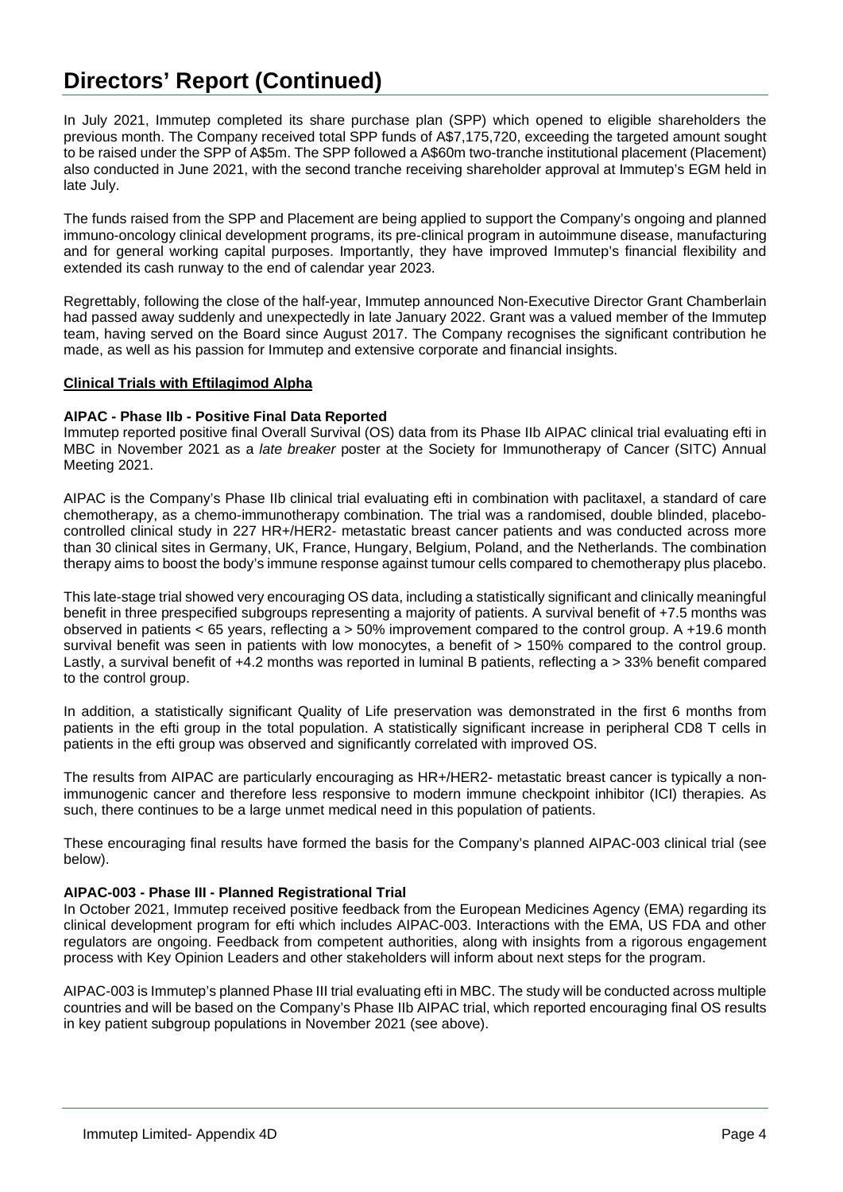# Directors' Report (Continued)

In July 2021, Immutep completed its share purchase plan (SPP) which opened to eligible shareholders the previous month. The Company received total SPP funds of A$7,175,720, exceeding the targeted amount sought to be raised under the SPP of A$5m. The SPP followed a A$60m two-tranche institutional placement (Placement) also conducted in June 2021, with the second tranche receiving shareholder approval at Immutep's EGM held in late July.

The funds raised from the SPP and Placement are being applied to support the Company's ongoing and planned immuno-oncology clinical development programs, its pre-clinical program in autoimmune disease, manufacturing and for general working capital purposes. Importantly, they have improved Immutep's financial flexibility and extended its cash runway to the end of calendar year 2023.

Regrettably, following the close of the half-year, Immutep announced Non-Executive Director Grant Chamberlain had passed away suddenly and unexpectedly in late January 2022. Grant was a valued member of the Immutep team, having served on the Board since August 2017. The Company recognises the significant contribution he made, as well as his passion for Immutep and extensive corporate and financial insights.

**Clinical Trials with Eftilagimod Alpha**

**AIPAC - Phase IIb - Positive Final Data Reported**

Immutep reported positive final Overall Survival (OS) data from its Phase IIb AIPAC clinical trial evaluating efti in MBC in November 2021 as a *late breaker* poster at the Society for Immunotherapy of Cancer (SITC) Annual Meeting 2021.

AIPAC is the Company's Phase IIb clinical trial evaluating efti in combination with paclitaxel, a standard of care chemotherapy, as a chemo-immunotherapy combination. The trial was a randomised, double blinded, placebo-controlled clinical study in 227 HR+/HER2- metastatic breast cancer patients and was conducted across more than 30 clinical sites in Germany, UK, France, Hungary, Belgium, Poland, and the Netherlands. The combination therapy aims to boost the body's immune response against tumour cells compared to chemotherapy plus placebo.

This late-stage trial showed very encouraging OS data, including a statistically significant and clinically meaningful benefit in three prespecified subgroups representing a majority of patients. A survival benefit of +7.5 months was observed in patients < 65 years, reflecting a > 50% improvement compared to the control group. A +19.6 month survival benefit was seen in patients with low monocytes, a benefit of > 150% compared to the control group. Lastly, a survival benefit of +4.2 months was reported in luminal B patients, reflecting a > 33% benefit compared to the control group.

In addition, a statistically significant Quality of Life preservation was demonstrated in the first 6 months from patients in the efti group in the total population. A statistically significant increase in peripheral CD8 T cells in patients in the efti group was observed and significantly correlated with improved OS.

The results from AIPAC are particularly encouraging as HR+/HER2- metastatic breast cancer is typically a non-immunogenic cancer and therefore less responsive to modern immune checkpoint inhibitor (ICI) therapies. As such, there continues to be a large unmet medical need in this population of patients.

These encouraging final results have formed the basis for the Company's planned AIPAC-003 clinical trial (see below).

**AIPAC-003 - Phase III - Planned Registrational Trial**

In October 2021, Immutep received positive feedback from the European Medicines Agency (EMA) regarding its clinical development program for efti which includes AIPAC-003. Interactions with the EMA, US FDA and other regulators are ongoing. Feedback from competent authorities, along with insights from a rigorous engagement process with Key Opinion Leaders and other stakeholders will inform about next steps for the program.

AIPAC-003 is Immutep's planned Phase III trial evaluating efti in MBC. The study will be conducted across multiple countries and will be based on the Company's Phase IIb AIPAC trial, which reported encouraging final OS results in key patient subgroup populations in November 2021 (see above).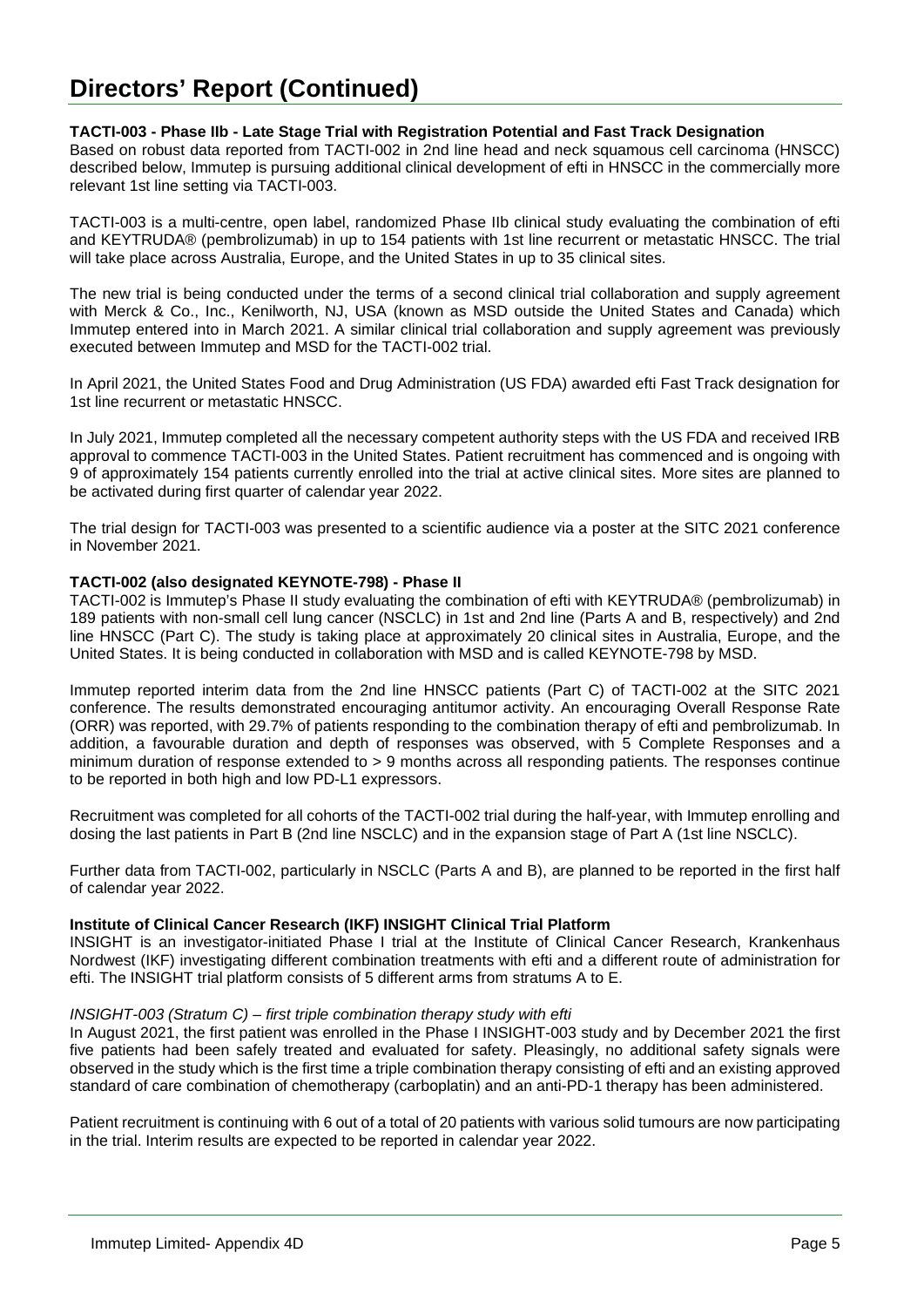# Directors' Report (Continued)

**TACTI-003 - Phase IIb - Late Stage Trial with Registration Potential and Fast Track Designation**

Based on robust data reported from TACTI-002 in 2nd line head and neck squamous cell carcinoma (HNSCC) described below, Immutep is pursuing additional clinical development of efti in HNSCC in the commercially more relevant 1st line setting via TACTI-003.

TACTI-003 is a multi-centre, open label, randomized Phase IIb clinical study evaluating the combination of efti and KEYTRUDA® (pembrolizumab) in up to 154 patients with 1st line recurrent or metastatic HNSCC. The trial will take place across Australia, Europe, and the United States in up to 35 clinical sites.

The new trial is being conducted under the terms of a second clinical trial collaboration and supply agreement with Merck & Co., Inc., Kenilworth, NJ, USA (known as MSD outside the United States and Canada) which Immutep entered into in March 2021. A similar clinical trial collaboration and supply agreement was previously executed between Immutep and MSD for the TACTI-002 trial.

In April 2021, the United States Food and Drug Administration (US FDA) awarded efti Fast Track designation for 1st line recurrent or metastatic HNSCC.

In July 2021, Immutep completed all the necessary competent authority steps with the US FDA and received IRB approval to commence TACTI-003 in the United States. Patient recruitment has commenced and is ongoing with 9 of approximately 154 patients currently enrolled into the trial at active clinical sites. More sites are planned to be activated during first quarter of calendar year 2022.

The trial design for TACTI-003 was presented to a scientific audience via a poster at the SITC 2021 conference in November 2021.

**TACTI-002 (also designated KEYNOTE-798) - Phase II**

TACTI-002 is Immutep's Phase II study evaluating the combination of efti with KEYTRUDA® (pembrolizumab) in 189 patients with non-small cell lung cancer (NSCLC) in 1st and 2nd line (Parts A and B, respectively) and 2nd line HNSCC (Part C). The study is taking place at approximately 20 clinical sites in Australia, Europe, and the United States. It is being conducted in collaboration with MSD and is called KEYNOTE-798 by MSD.

Immutep reported interim data from the 2nd line HNSCC patients (Part C) of TACTI-002 at the SITC 2021 conference. The results demonstrated encouraging antitumor activity. An encouraging Overall Response Rate (ORR) was reported, with 29.7% of patients responding to the combination therapy of efti and pembrolizumab. In addition, a favourable duration and depth of responses was observed, with 5 Complete Responses and a minimum duration of response extended to > 9 months across all responding patients. The responses continue to be reported in both high and low PD-L1 expressors.

Recruitment was completed for all cohorts of the TACTI-002 trial during the half-year, with Immutep enrolling and dosing the last patients in Part B (2nd line NSCLC) and in the expansion stage of Part A (1st line NSCLC).

Further data from TACTI-002, particularly in NSCLC (Parts A and B), are planned to be reported in the first half of calendar year 2022.

**Institute of Clinical Cancer Research (IKF) INSIGHT Clinical Trial Platform**

INSIGHT is an investigator-initiated Phase I trial at the Institute of Clinical Cancer Research, Krankenhaus Nordwest (IKF) investigating different combination treatments with efti and a different route of administration for efti. The INSIGHT trial platform consists of 5 different arms from stratums A to E.

*INSIGHT-003 (Stratum C) – first triple combination therapy study with efti*

In August 2021, the first patient was enrolled in the Phase I INSIGHT-003 study and by December 2021 the first five patients had been safely treated and evaluated for safety. Pleasingly, no additional safety signals were observed in the study which is the first time a triple combination therapy consisting of efti and an existing approved standard of care combination of chemotherapy (carboplatin) and an anti-PD-1 therapy has been administered.

Patient recruitment is continuing with 6 out of a total of 20 patients with various solid tumours are now participating in the trial. Interim results are expected to be reported in calendar year 2022.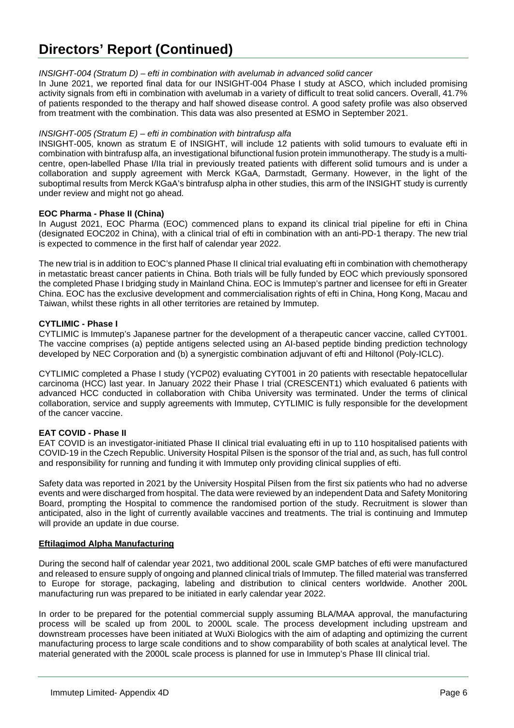# Directors' Report (Continued)

*INSIGHT-004 (Stratum D) – efti in combination with avelumab in advanced solid cancer*

In June 2021, we reported final data for our INSIGHT-004 Phase I study at ASCO, which included promising activity signals from efti in combination with avelumab in a variety of difficult to treat solid cancers. Overall, 41.7% of patients responded to the therapy and half showed disease control. A good safety profile was also observed from treatment with the combination. This data was also presented at ESMO in September 2021.

*INSIGHT-005 (Stratum E) – efti in combination with bintrafusp alfa*

INSIGHT-005, known as stratum E of INSIGHT, will include 12 patients with solid tumours to evaluate efti in combination with bintrafusp alfa, an investigational bifunctional fusion protein immunotherapy. The study is a multi-centre, open-labelled Phase I/IIa trial in previously treated patients with different solid tumours and is under a collaboration and supply agreement with Merck KGaA, Darmstadt, Germany. However, in the light of the suboptimal results from Merck KGaA's bintrafusp alpha in other studies, this arm of the INSIGHT study is currently under review and might not go ahead.

**EOC Pharma - Phase II (China)**

In August 2021, EOC Pharma (EOC) commenced plans to expand its clinical trial pipeline for efti in China (designated EOC202 in China), with a clinical trial of efti in combination with an anti-PD-1 therapy. The new trial is expected to commence in the first half of calendar year 2022.

The new trial is in addition to EOC's planned Phase II clinical trial evaluating efti in combination with chemotherapy in metastatic breast cancer patients in China. Both trials will be fully funded by EOC which previously sponsored the completed Phase I bridging study in Mainland China. EOC is Immutep's partner and licensee for efti in Greater China. EOC has the exclusive development and commercialisation rights of efti in China, Hong Kong, Macau and Taiwan, whilst these rights in all other territories are retained by Immutep.

**CYTLIMIC - Phase I**

CYTLIMIC is Immutep's Japanese partner for the development of a therapeutic cancer vaccine, called CYT001. The vaccine comprises (a) peptide antigens selected using an AI-based peptide binding prediction technology developed by NEC Corporation and (b) a synergistic combination adjuvant of efti and Hiltonol (Poly-ICLC).

CYTLIMIC completed a Phase I study (YCP02) evaluating CYT001 in 20 patients with resectable hepatocellular carcinoma (HCC) last year. In January 2022 their Phase I trial (CRESCENT1) which evaluated 6 patients with advanced HCC conducted in collaboration with Chiba University was terminated. Under the terms of clinical collaboration, service and supply agreements with Immutep, CYTLIMIC is fully responsible for the development of the cancer vaccine.

**EAT COVID - Phase II**

EAT COVID is an investigator-initiated Phase II clinical trial evaluating efti in up to 110 hospitalised patients with COVID-19 in the Czech Republic. University Hospital Pilsen is the sponsor of the trial and, as such, has full control and responsibility for running and funding it with Immutep only providing clinical supplies of efti.

Safety data was reported in 2021 by the University Hospital Pilsen from the first six patients who had no adverse events and were discharged from hospital. The data were reviewed by an independent Data and Safety Monitoring Board, prompting the Hospital to commence the randomised portion of the study. Recruitment is slower than anticipated, also in the light of currently available vaccines and treatments. The trial is continuing and Immutep will provide an update in due course.

**Eftilagimod Alpha Manufacturing**

During the second half of calendar year 2021, two additional 200L scale GMP batches of efti were manufactured and released to ensure supply of ongoing and planned clinical trials of Immutep. The filled material was transferred to Europe for storage, packaging, labeling and distribution to clinical centers worldwide. Another 200L manufacturing run was prepared to be initiated in early calendar year 2022.

In order to be prepared for the potential commercial supply assuming BLA/MAA approval, the manufacturing process will be scaled up from 200L to 2000L scale. The process development including upstream and downstream processes have been initiated at WuXi Biologics with the aim of adapting and optimizing the current manufacturing process to large scale conditions and to show comparability of both scales at analytical level. The material generated with the 2000L scale process is planned for use in Immutep's Phase III clinical trial.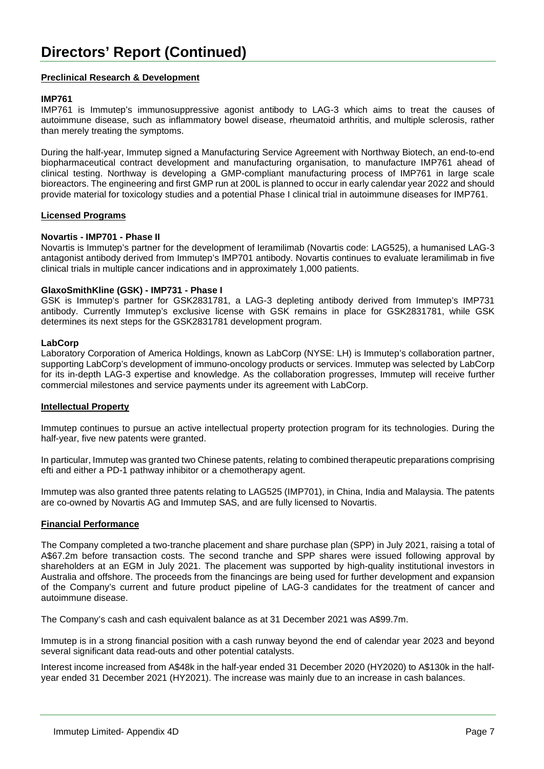# Directors' Report (Continued)

**Preclinical Research & Development**

**IMP761**

IMP761 is Immutep's immunosuppressive agonist antibody to LAG-3 which aims to treat the causes of autoimmune disease, such as inflammatory bowel disease, rheumatoid arthritis, and multiple sclerosis, rather than merely treating the symptoms.

During the half-year, Immutep signed a Manufacturing Service Agreement with Northway Biotech, an end-to-end biopharmaceutical contract development and manufacturing organisation, to manufacture IMP761 ahead of clinical testing. Northway is developing a GMP-compliant manufacturing process of IMP761 in large scale bioreactors. The engineering and first GMP run at 200L is planned to occur in early calendar year 2022 and should provide material for toxicology studies and a potential Phase I clinical trial in autoimmune diseases for IMP761.

**Licensed Programs**

**Novartis - IMP701 - Phase II**

Novartis is Immutep's partner for the development of Ieramilimab (Novartis code: LAG525), a humanised LAG-3 antagonist antibody derived from Immutep's IMP701 antibody. Novartis continues to evaluate Ieramilimab in five clinical trials in multiple cancer indications and in approximately 1,000 patients.

**GlaxoSmithKline (GSK) - IMP731 - Phase I**

GSK is Immutep's partner for GSK2831781, a LAG-3 depleting antibody derived from Immutep's IMP731 antibody. Currently Immutep's exclusive license with GSK remains in place for GSK2831781, while GSK determines its next steps for the GSK2831781 development program.

**LabCorp**

Laboratory Corporation of America Holdings, known as LabCorp (NYSE: LH) is Immutep's collaboration partner, supporting LabCorp's development of immuno-oncology products or services. Immutep was selected by LabCorp for its in-depth LAG-3 expertise and knowledge. As the collaboration progresses, Immutep will receive further commercial milestones and service payments under its agreement with LabCorp.

**Intellectual Property**

Immutep continues to pursue an active intellectual property protection program for its technologies. During the half-year, five new patents were granted.

In particular, Immutep was granted two Chinese patents, relating to combined therapeutic preparations comprising efti and either a PD-1 pathway inhibitor or a chemotherapy agent.

Immutep was also granted three patents relating to LAG525 (IMP701), in China, India and Malaysia. The patents are co-owned by Novartis AG and Immutep SAS, and are fully licensed to Novartis.

**Financial Performance**

The Company completed a two-tranche placement and share purchase plan (SPP) in July 2021, raising a total of A$67.2m before transaction costs. The second tranche and SPP shares were issued following approval by shareholders at an EGM in July 2021. The placement was supported by high-quality institutional investors in Australia and offshore. The proceeds from the financings are being used for further development and expansion of the Company's current and future product pipeline of LAG-3 candidates for the treatment of cancer and autoimmune disease.

The Company's cash and cash equivalent balance as at 31 December 2021 was A$99.7m.

Immutep is in a strong financial position with a cash runway beyond the end of calendar year 2023 and beyond several significant data read-outs and other potential catalysts.

Interest income increased from A$48k in the half-year ended 31 December 2020 (HY2020) to A$130k in the half-year ended 31 December 2021 (HY2021). The increase was mainly due to an increase in cash balances.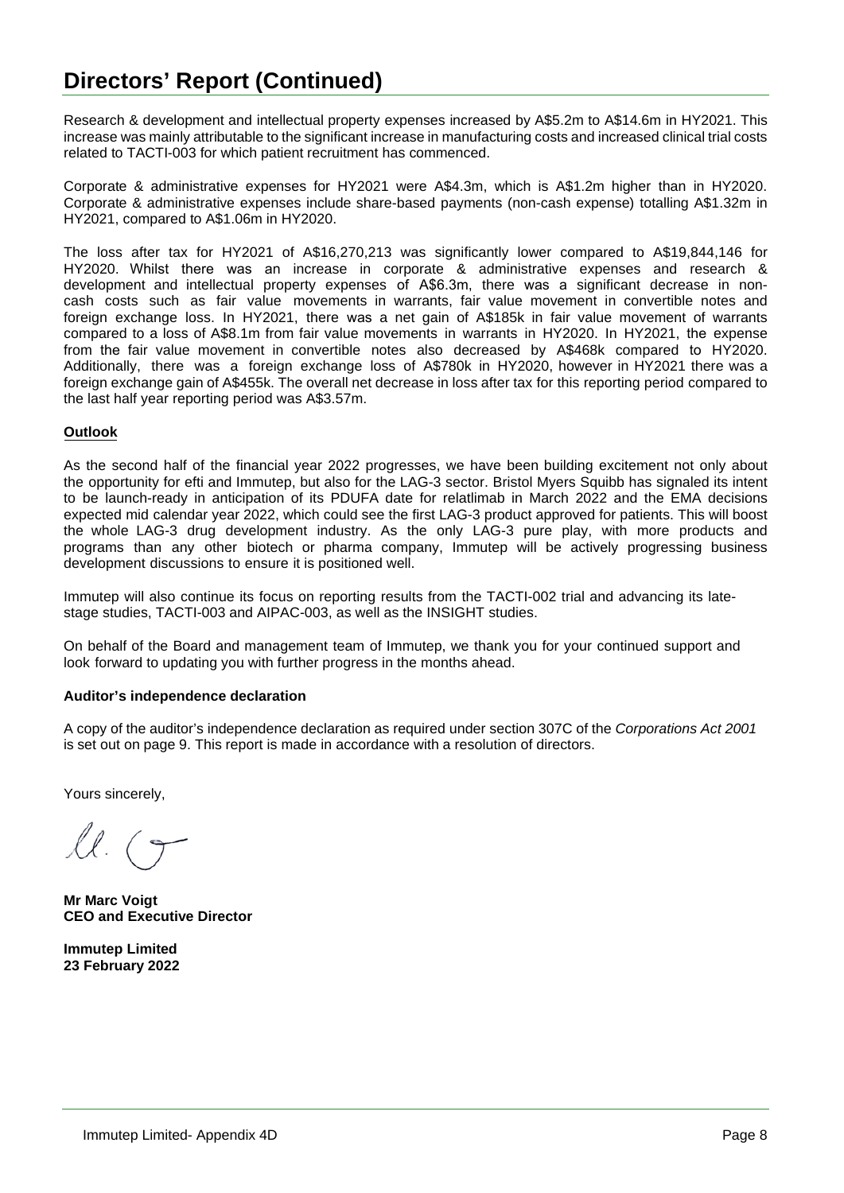# Directors' Report (Continued)

Research & development and intellectual property expenses increased by A$5.2m to A$14.6m in HY2021. This increase was mainly attributable to the significant increase in manufacturing costs and increased clinical trial costs related to TACTI-003 for which patient recruitment has commenced.

Corporate & administrative expenses for HY2021 were A$4.3m, which is A$1.2m higher than in HY2020. Corporate & administrative expenses include share-based payments (non-cash expense) totalling A$1.32m in HY2021, compared to A$1.06m in HY2020.

The loss after tax for HY2021 of A$16,270,213 was significantly lower compared to A$19,844,146 for HY2020. Whilst there was an increase in corporate & administrative expenses and research & development and intellectual property expenses of A$6.3m, there was a significant decrease in non-cash costs such as fair value movements in warrants, fair value movement in convertible notes and foreign exchange loss. In HY2021, there was a net gain of A$185k in fair value movement of warrants compared to a loss of A$8.1m from fair value movements in warrants in HY2020. In HY2021, the expense from the fair value movement in convertible notes also decreased by A$468k compared to HY2020. Additionally, there was a foreign exchange loss of A$780k in HY2020, however in HY2021 there was a foreign exchange gain of A$455k. The overall net decrease in loss after tax for this reporting period compared to the last half year reporting period was A$3.57m.

**Outlook**

As the second half of the financial year 2022 progresses, we have been building excitement not only about the opportunity for efti and Immutep, but also for the LAG-3 sector. Bristol Myers Squibb has signaled its intent to be launch-ready in anticipation of its PDUFA date for relatlimab in March 2022 and the EMA decisions expected mid calendar year 2022, which could see the first LAG-3 product approved for patients. This will boost the whole LAG-3 drug development industry. As the only LAG-3 pure play, with more products and programs than any other biotech or pharma company, Immutep will be actively progressing business development discussions to ensure it is positioned well.

Immutep will also continue its focus on reporting results from the TACTI-002 trial and advancing its late-stage studies, TACTI-003 and AIPAC-003, as well as the INSIGHT studies.

On behalf of the Board and management team of Immutep, we thank you for your continued support and look forward to updating you with further progress in the months ahead.

**Auditor's independence declaration**

A copy of the auditor's independence declaration as required under section 307C of the *Corporations Act 2001* is set out on page 9. This report is made in accordance with a resolution of directors.

Yours sincerely,

**Mr Marc Voigt**
**CEO and Executive Director**

**Immutep Limited**
**23 February 2022**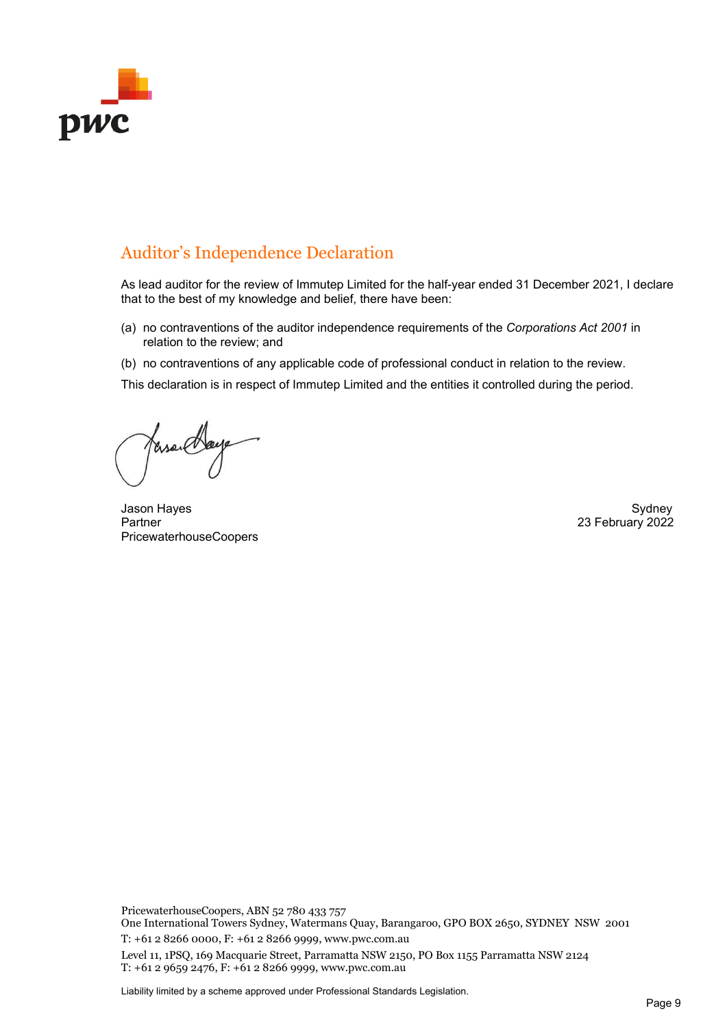# Auditor’s Independence Declaration

As lead auditor for the review of Immutep Limited for the half-year ended 31 December 2021, I declare that to the best of my knowledge and belief, there have been:

(a) no contraventions of the auditor independence requirements of the *Corporations Act 2001* in relation to the review; and

(b) no contraventions of any applicable code of professional conduct in relation to the review.

This declaration is in respect of Immutep Limited and the entities it controlled during the period.

Jason Hayes
Partner
PricewaterhouseCoopers

Sydney
23 February 2022

PricewaterhouseCoopers, ABN 52 780 433 757
One International Towers Sydney, Watermans Quay, Barangaroo, GPO BOX 2650, SYDNEY NSW 2001
T: +61 2 8266 0000, F: +61 2 8266 9999, www.pwc.com.au

Level 11, 1PSQ, 169 Macquarie Street, Parramatta NSW 2150, PO Box 1155 Parramatta NSW 2124
T: +61 2 9659 2476, F: +61 2 8266 9999, www.pwc.com.au

Liability limited by a scheme approved under Professional Standards Legislation.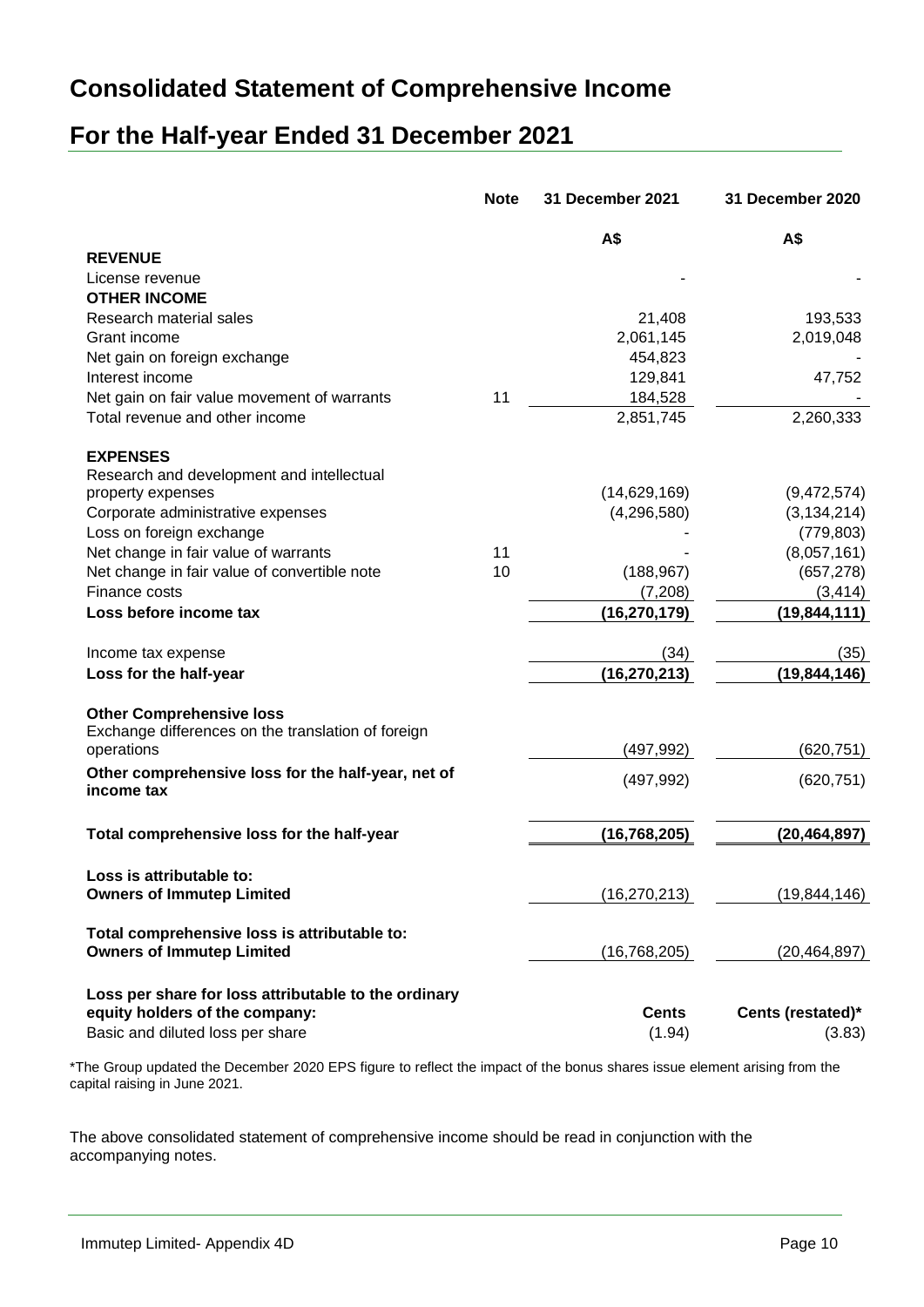# Consolidated Statement of Comprehensive Income

# For the Half-year Ended 31 December 2021

| | Note | 31 December 2021 | 31 December 2020 |
|---|---|---|---|
| | | A$ | A$ |
| **REVENUE** | | | |
| License revenue | | - | - |
| **OTHER INCOME** | | | |
| Research material sales | | 21,408 | 193,533 |
| Grant income | | 2,061,145 | 2,019,048 |
| Net gain on foreign exchange | | 454,823 | - |
| Interest income | | 129,841 | 47,752 |
| Net gain on fair value movement of warrants | 11 | 184,528 | - |
| Total revenue and other income | | 2,851,745 | 2,260,333 |
| **EXPENSES** | | | |
| Research and development and intellectual property expenses | | (14,629,169) | (9,472,574) |
| Corporate administrative expenses | | (4,296,580) | (3,134,214) |
| Loss on foreign exchange | | - | (779,803) |
| Net change in fair value of warrants | 11 | - | (8,057,161) |
| Net change in fair value of convertible note | 10 | (188,967) | (657,278) |
| Finance costs | | (7,208) | (3,414) |
| **Loss before income tax** | | **(16,270,179)** | **(19,844,111)** |
| Income tax expense | | (34) | (35) |
| **Loss for the half-year** | | **(16,270,213)** | **(19,844,146)** |
| **Other Comprehensive loss** | | | |
| Exchange differences on the translation of foreign operations | | (497,992) | (620,751) |
| **Other comprehensive loss for the half-year, net of income tax** | | (497,992) | (620,751) |
| **Total comprehensive loss for the half-year** | | **(16,768,205)** | **(20,464,897)** |
| **Loss is attributable to:** | | | |
| **Owners of Immutep Limited** | | (16,270,213) | (19,844,146) |
| **Total comprehensive loss is attributable to:** | | | |
| **Owners of Immutep Limited** | | (16,768,205) | (20,464,897) |
| **Loss per share for loss attributable to the ordinary equity holders of the company:** | | **Cents** | **Cents (restated)*** |
| Basic and diluted loss per share | | (1.94) | (3.83) |

*The Group updated the December 2020 EPS figure to reflect the impact of the bonus shares issue element arising from the capital raising in June 2021.

The above consolidated statement of comprehensive income should be read in conjunction with the accompanying notes.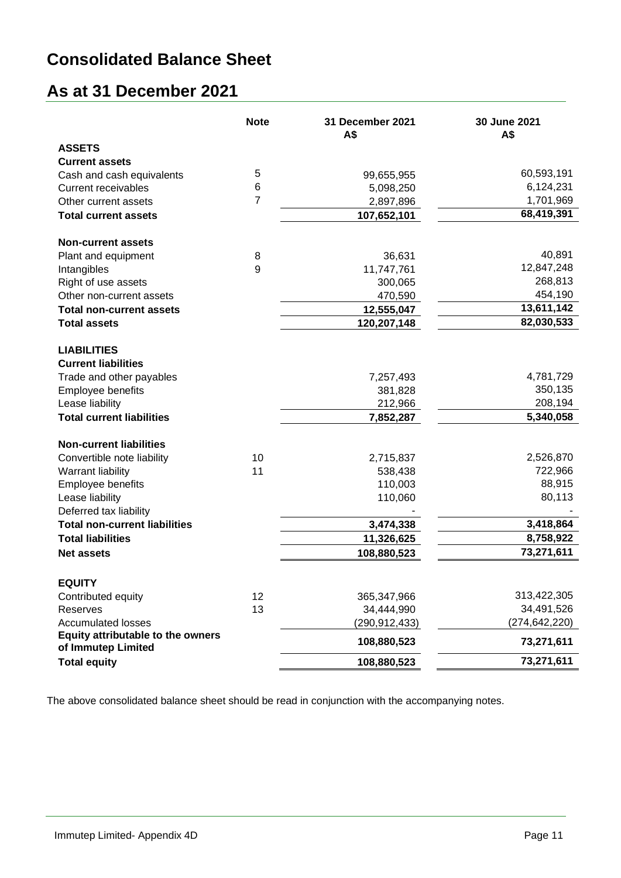# Consolidated Balance Sheet

# As at 31 December 2021

| | Note | 31 December 2021<br>A$ | 30 June 2021<br>A$ |
|---|---|---|---|
| **ASSETS** | | | |
| **Current assets** | | | |
| Cash and cash equivalents | 5 | 99,655,955 | 60,593,191 |
| Current receivables | 6 | 5,098,250 | 6,124,231 |
| Other current assets | 7 | 2,897,896 | 1,701,969 |
| **Total current assets** | | **107,652,101** | **68,419,391** |
| | | | |
| **Non-current assets** | | | |
| Plant and equipment | 8 | 36,631 | 40,891 |
| Intangibles | 9 | 11,747,761 | 12,847,248 |
| Right of use assets | | 300,065 | 268,813 |
| Other non-current assets | | 470,590 | 454,190 |
| **Total non-current assets** | | **12,555,047** | **13,611,142** |
| **Total assets** | | **120,207,148** | **82,030,533** |
| | | | |
| **LIABILITIES** | | | |
| **Current liabilities** | | | |
| Trade and other payables | | 7,257,493 | 4,781,729 |
| Employee benefits | | 381,828 | 350,135 |
| Lease liability | | 212,966 | 208,194 |
| **Total current liabilities** | | **7,852,287** | **5,340,058** |
| | | | |
| **Non-current liabilities** | | | |
| Convertible note liability | 10 | 2,715,837 | 2,526,870 |
| Warrant liability | 11 | 538,438 | 722,966 |
| Employee benefits | | 110,003 | 88,915 |
| Lease liability | | 110,060 | 80,113 |
| Deferred tax liability | | - | - |
| **Total non-current liabilities** | | **3,474,338** | **3,418,864** |
| **Total liabilities** | | **11,326,625** | **8,758,922** |
| **Net assets** | | **108,880,523** | **73,271,611** |
| | | | |
| **EQUITY** | | | |
| Contributed equity | 12 | 365,347,966 | 313,422,305 |
| Reserves | 13 | 34,444,990 | 34,491,526 |
| Accumulated losses | | (290,912,433) | (274,642,220) |
| **Equity attributable to the owners of Immutep Limited** | | **108,880,523** | **73,271,611** |
| **Total equity** | | **108,880,523** | **73,271,611** |

The above consolidated balance sheet should be read in conjunction with the accompanying notes.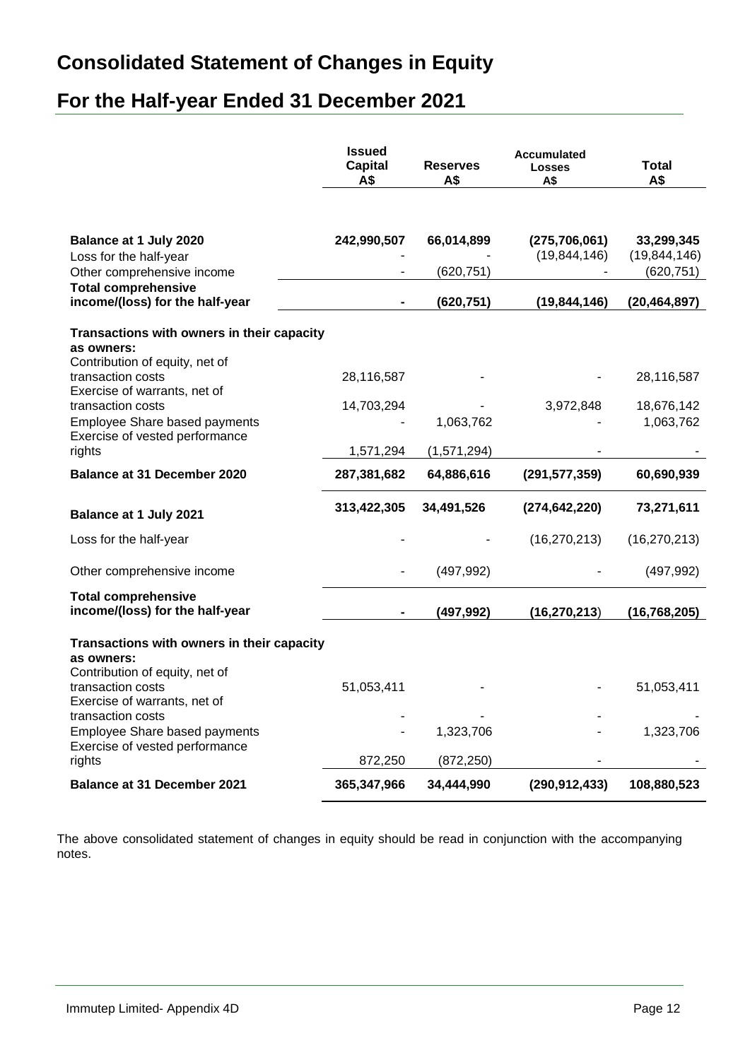# Consolidated Statement of Changes in Equity

# For the Half-year Ended 31 December 2021

| | Issued Capital A$ | Reserves A$ | Accumulated Losses A$ | Total A$ |
|---|---|---|---|---|
| **Balance at 1 July 2020** | **242,990,507** | **66,014,899** | **(275,706,061)** | **33,299,345** |
| Loss for the half-year | - | - | (19,844,146) | (19,844,146) |
| Other comprehensive income | - | (620,751) | - | (620,751) |
| **Total comprehensive income/(loss) for the half-year** | **-** | **(620,751)** | **(19,844,146)** | **(20,464,897)** |
| **Transactions with owners in their capacity as owners:** | | | | |
| Contribution of equity, net of transaction costs | 28,116,587 | - | - | 28,116,587 |
| Exercise of warrants, net of transaction costs | 14,703,294 | - | 3,972,848 | 18,676,142 |
| Employee Share based payments | - | 1,063,762 | - | 1,063,762 |
| Exercise of vested performance rights | 1,571,294 | (1,571,294) | - | - |
| **Balance at 31 December 2020** | **287,381,682** | **64,886,616** | **(291,577,359)** | **60,690,939** |
| **Balance at 1 July 2021** | **313,422,305** | **34,491,526** | **(274,642,220)** | **73,271,611** |
| Loss for the half-year | - | - | (16,270,213) | (16,270,213) |
| Other comprehensive income | - | (497,992) | - | (497,992) |
| **Total comprehensive income/(loss) for the half-year** | **-** | **(497,992)** | **(16,270,213)** | **(16,768,205)** |
| **Transactions with owners in their capacity as owners:** | | | | |
| Contribution of equity, net of transaction costs | 51,053,411 | - | - | 51,053,411 |
| Exercise of warrants, net of transaction costs | - | - | - | - |
| Employee Share based payments | - | 1,323,706 | - | 1,323,706 |
| Exercise of vested performance rights | 872,250 | (872,250) | - | - |
| **Balance at 31 December 2021** | **365,347,966** | **34,444,990** | **(290,912,433)** | **108,880,523** |

The above consolidated statement of changes in equity should be read in conjunction with the accompanying notes.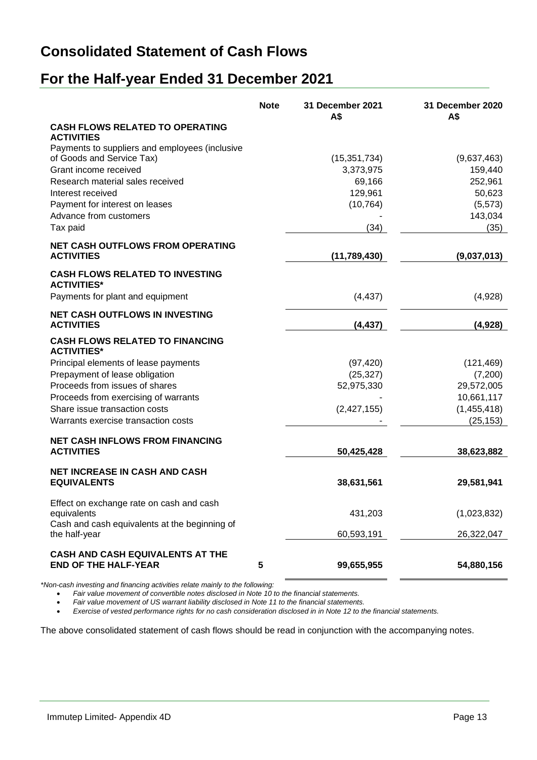# Consolidated Statement of Cash Flows

# For the Half-year Ended 31 December 2021

| | Note | 31 December 2021 A$ | 31 December 2020 A$ |
|---|---|---|---|
| **CASH FLOWS RELATED TO OPERATING ACTIVITIES** | | | |
| Payments to suppliers and employees (inclusive of Goods and Service Tax) | | (15,351,734) | (9,637,463) |
| Grant income received | | 3,373,975 | 159,440 |
| Research material sales received | | 69,166 | 252,961 |
| Interest received | | 129,961 | 50,623 |
| Payment for interest on leases | | (10,764) | (5,573) |
| Advance from customers | | - | 143,034 |
| Tax paid | | (34) | (35) |
| **NET CASH OUTFLOWS FROM OPERATING ACTIVITIES** | | **(11,789,430)** | **(9,037,013)** |
| **CASH FLOWS RELATED TO INVESTING ACTIVITIES*** | | | |
| Payments for plant and equipment | | (4,437) | (4,928) |
| **NET CASH OUTFLOWS IN INVESTING ACTIVITIES** | | **(4,437)** | **(4,928)** |
| **CASH FLOWS RELATED TO FINANCING ACTIVITIES*** | | | |
| Principal elements of lease payments | | (97,420) | (121,469) |
| Prepayment of lease obligation | | (25,327) | (7,200) |
| Proceeds from issues of shares | | 52,975,330 | 29,572,005 |
| Proceeds from exercising of warrants | | - | 10,661,117 |
| Share issue transaction costs | | (2,427,155) | (1,455,418) |
| Warrants exercise transaction costs | | - | (25,153) |
| **NET CASH INFLOWS FROM FINANCING ACTIVITIES** | | **50,425,428** | **38,623,882** |
| **NET INCREASE IN CASH AND CASH EQUIVALENTS** | | **38,631,561** | **29,581,941** |
| Effect on exchange rate on cash and cash equivalents | | 431,203 | (1,023,832) |
| Cash and cash equivalents at the beginning of the half-year | | 60,593,191 | 26,322,047 |
| **CASH AND CASH EQUIVALENTS AT THE END OF THE HALF-YEAR** | **5** | **99,655,955** | **54,880,156** |

*\*Non-cash investing and financing activities relate mainly to the following:*

- *Fair value movement of convertible notes disclosed in Note 10 to the financial statements.*
- *Fair value movement of US warrant liability disclosed in Note 11 to the financial statements.*
- *Exercise of vested performance rights for no cash consideration disclosed in in Note 12 to the financial statements.*

The above consolidated statement of cash flows should be read in conjunction with the accompanying notes.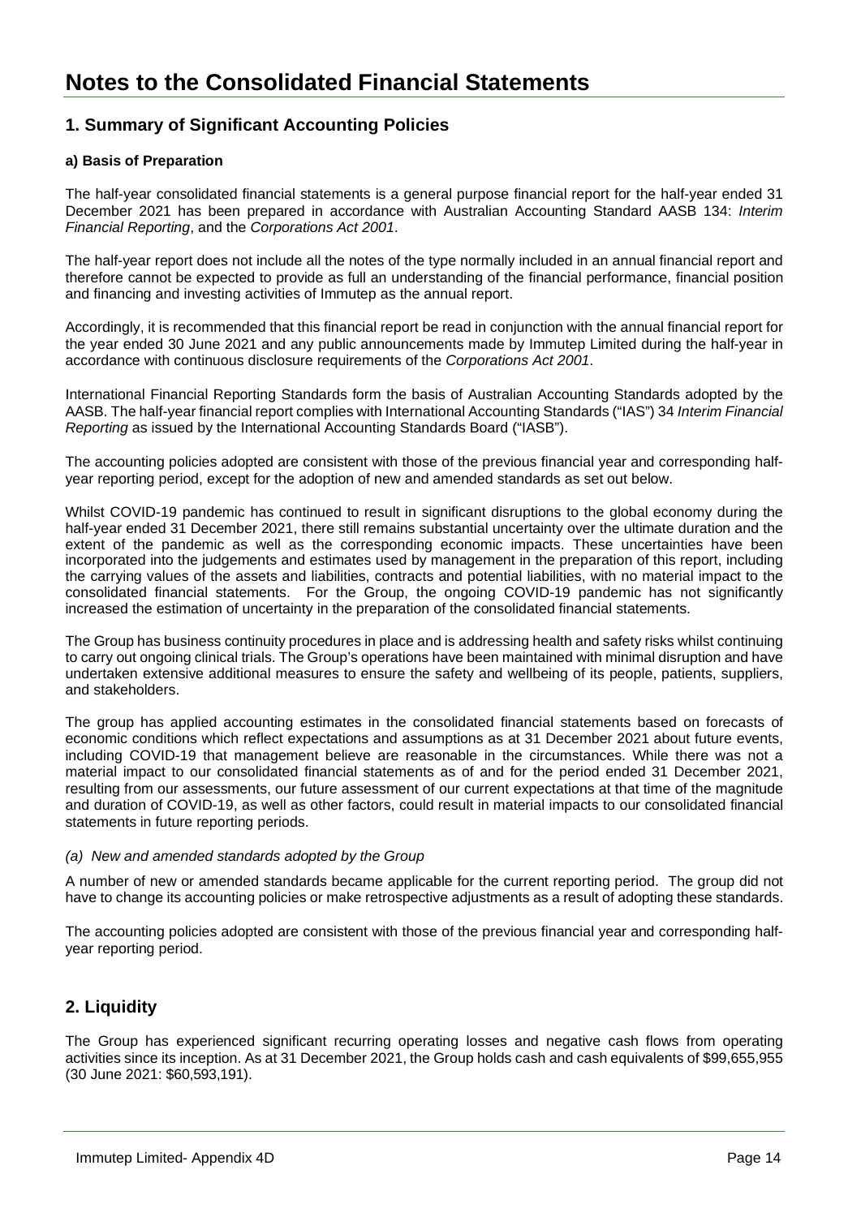# Notes to the Consolidated Financial Statements

## 1. Summary of Significant Accounting Policies

### a) Basis of Preparation

The half-year consolidated financial statements is a general purpose financial report for the half-year ended 31 December 2021 has been prepared in accordance with Australian Accounting Standard AASB 134: *Interim Financial Reporting*, and the *Corporations Act 2001*.

The half-year report does not include all the notes of the type normally included in an annual financial report and therefore cannot be expected to provide as full an understanding of the financial performance, financial position and financing and investing activities of Immutep as the annual report.

Accordingly, it is recommended that this financial report be read in conjunction with the annual financial report for the year ended 30 June 2021 and any public announcements made by Immutep Limited during the half-year in accordance with continuous disclosure requirements of the *Corporations Act 2001*.

International Financial Reporting Standards form the basis of Australian Accounting Standards adopted by the AASB. The half-year financial report complies with International Accounting Standards ("IAS") 34 *Interim Financial Reporting* as issued by the International Accounting Standards Board ("IASB").

The accounting policies adopted are consistent with those of the previous financial year and corresponding half-year reporting period, except for the adoption of new and amended standards as set out below.

Whilst COVID-19 pandemic has continued to result in significant disruptions to the global economy during the half-year ended 31 December 2021, there still remains substantial uncertainty over the ultimate duration and the extent of the pandemic as well as the corresponding economic impacts. These uncertainties have been incorporated into the judgements and estimates used by management in the preparation of this report, including the carrying values of the assets and liabilities, contracts and potential liabilities, with no material impact to the consolidated financial statements. For the Group, the ongoing COVID-19 pandemic has not significantly increased the estimation of uncertainty in the preparation of the consolidated financial statements.

The Group has business continuity procedures in place and is addressing health and safety risks whilst continuing to carry out ongoing clinical trials. The Group's operations have been maintained with minimal disruption and have undertaken extensive additional measures to ensure the safety and wellbeing of its people, patients, suppliers, and stakeholders.

The group has applied accounting estimates in the consolidated financial statements based on forecasts of economic conditions which reflect expectations and assumptions as at 31 December 2021 about future events, including COVID-19 that management believe are reasonable in the circumstances. While there was not a material impact to our consolidated financial statements as of and for the period ended 31 December 2021, resulting from our assessments, our future assessment of our current expectations at that time of the magnitude and duration of COVID-19, as well as other factors, could result in material impacts to our consolidated financial statements in future reporting periods.

*(a) New and amended standards adopted by the Group*

A number of new or amended standards became applicable for the current reporting period. The group did not have to change its accounting policies or make retrospective adjustments as a result of adopting these standards.

The accounting policies adopted are consistent with those of the previous financial year and corresponding half-year reporting period.

## 2. Liquidity

The Group has experienced significant recurring operating losses and negative cash flows from operating activities since its inception. As at 31 December 2021, the Group holds cash and cash equivalents of $99,655,955 (30 June 2021: $60,593,191).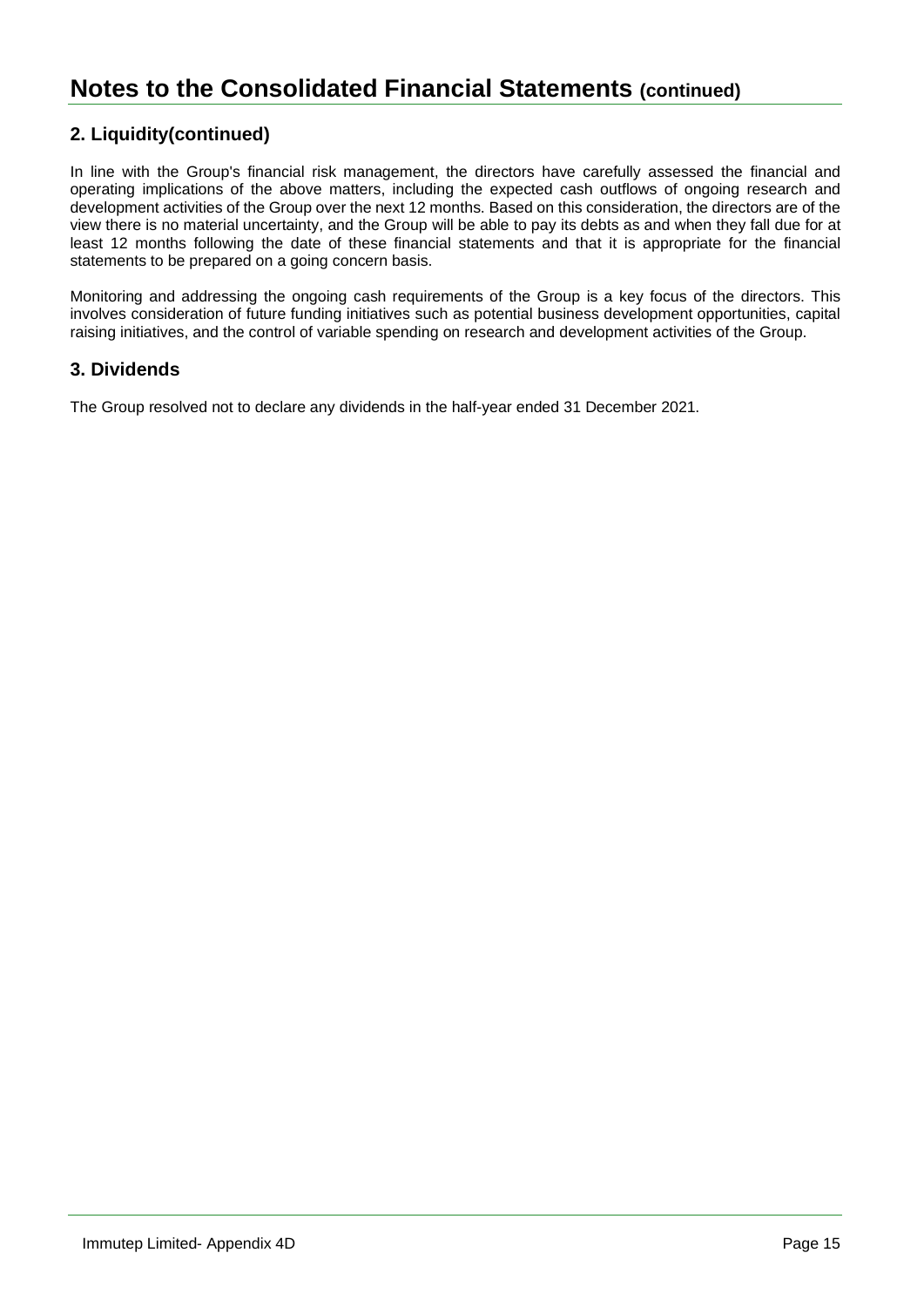# Notes to the Consolidated Financial Statements (continued)

## 2. Liquidity(continued)

In line with the Group's financial risk management, the directors have carefully assessed the financial and operating implications of the above matters, including the expected cash outflows of ongoing research and development activities of the Group over the next 12 months. Based on this consideration, the directors are of the view there is no material uncertainty, and the Group will be able to pay its debts as and when they fall due for at least 12 months following the date of these financial statements and that it is appropriate for the financial statements to be prepared on a going concern basis.

Monitoring and addressing the ongoing cash requirements of the Group is a key focus of the directors. This involves consideration of future funding initiatives such as potential business development opportunities, capital raising initiatives, and the control of variable spending on research and development activities of the Group.

## 3. Dividends

The Group resolved not to declare any dividends in the half-year ended 31 December 2021.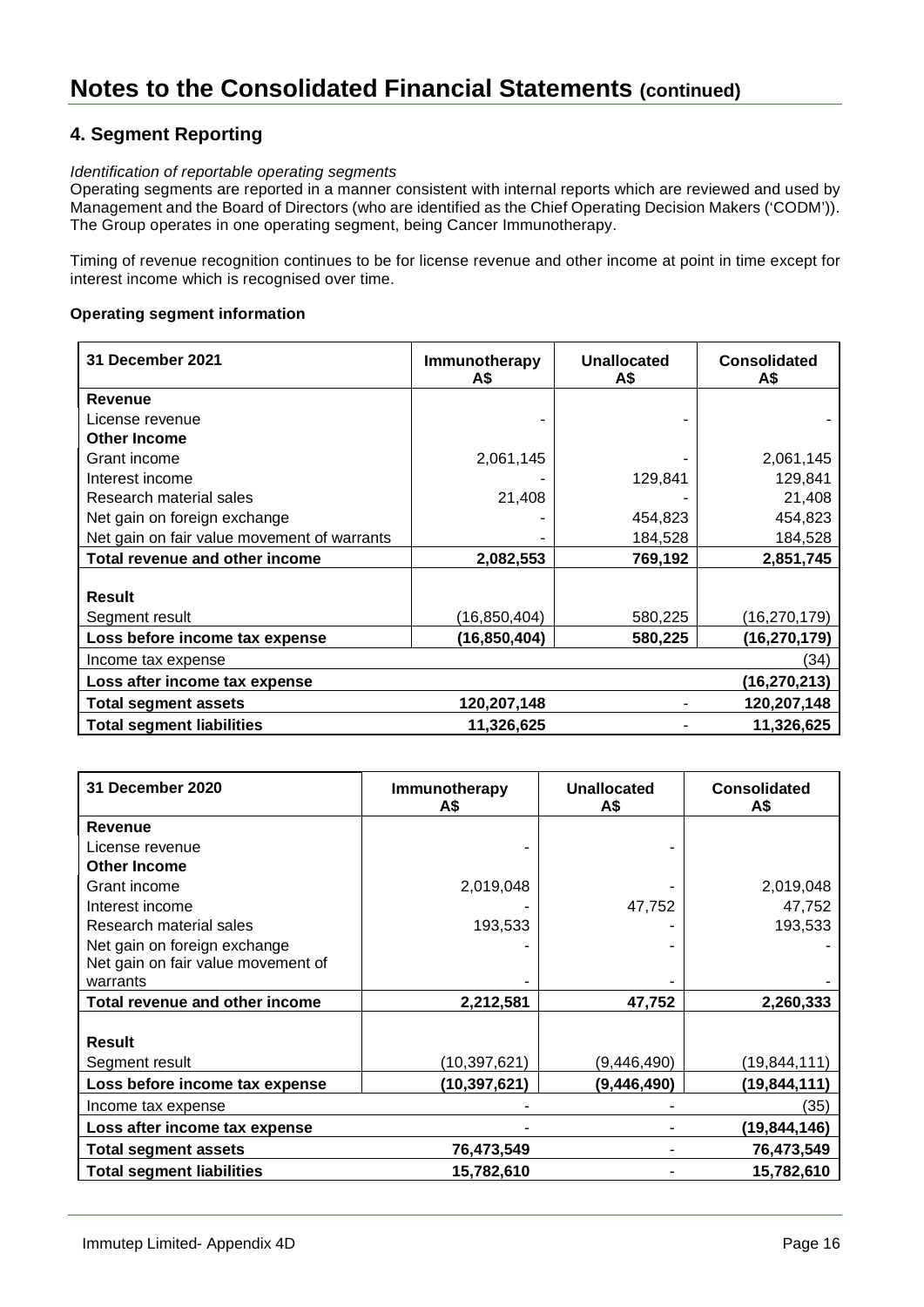# Notes to the Consolidated Financial Statements (continued)

## 4. Segment Reporting

*Identification of reportable operating segments*

Operating segments are reported in a manner consistent with internal reports which are reviewed and used by Management and the Board of Directors (who are identified as the Chief Operating Decision Makers ('CODM')). The Group operates in one operating segment, being Cancer Immunotherapy.

Timing of revenue recognition continues to be for license revenue and other income at point in time except for interest income which is recognised over time.

**Operating segment information**

| 31 December 2021 | Immunotherapy A$ | Unallocated A$ | Consolidated A$ |
|---|---|---|---|
| **Revenue** | | | |
| License revenue | - | - | - |
| **Other Income** | | | |
| Grant income | 2,061,145 | - | 2,061,145 |
| Interest income | - | 129,841 | 129,841 |
| Research material sales | 21,408 | - | 21,408 |
| Net gain on foreign exchange | - | 454,823 | 454,823 |
| Net gain on fair value movement of warrants | - | 184,528 | 184,528 |
| **Total revenue and other income** | **2,082,553** | **769,192** | **2,851,745** |
| **Result** | | | |
| Segment result | (16,850,404) | 580,225 | (16,270,179) |
| **Loss before income tax expense** | **(16,850,404)** | **580,225** | **(16,270,179)** |
| Income tax expense | | | (34) |
| **Loss after income tax expense** | | | **(16,270,213)** |
| **Total segment assets** | **120,207,148** | - | **120,207,148** |
| **Total segment liabilities** | **11,326,625** | - | **11,326,625** |

| 31 December 2020 | Immunotherapy A$ | Unallocated A$ | Consolidated A$ |
|---|---|---|---|
| **Revenue** | | | |
| License revenue | - | - | |
| **Other Income** | | | |
| Grant income | 2,019,048 | - | 2,019,048 |
| Interest income | - | 47,752 | 47,752 |
| Research material sales | 193,533 | - | 193,533 |
| Net gain on foreign exchange | - | - | - |
| Net gain on fair value movement of warrants | - | - | - |
| **Total revenue and other income** | **2,212,581** | **47,752** | **2,260,333** |
| **Result** | | | |
| Segment result | (10,397,621) | (9,446,490) | (19,844,111) |
| **Loss before income tax expense** | **(10,397,621)** | **(9,446,490)** | **(19,844,111)** |
| Income tax expense | - | - | (35) |
| **Loss after income tax expense** | - | - | **(19,844,146)** |
| **Total segment assets** | **76,473,549** | - | **76,473,549** |
| **Total segment liabilities** | **15,782,610** | - | **15,782,610** |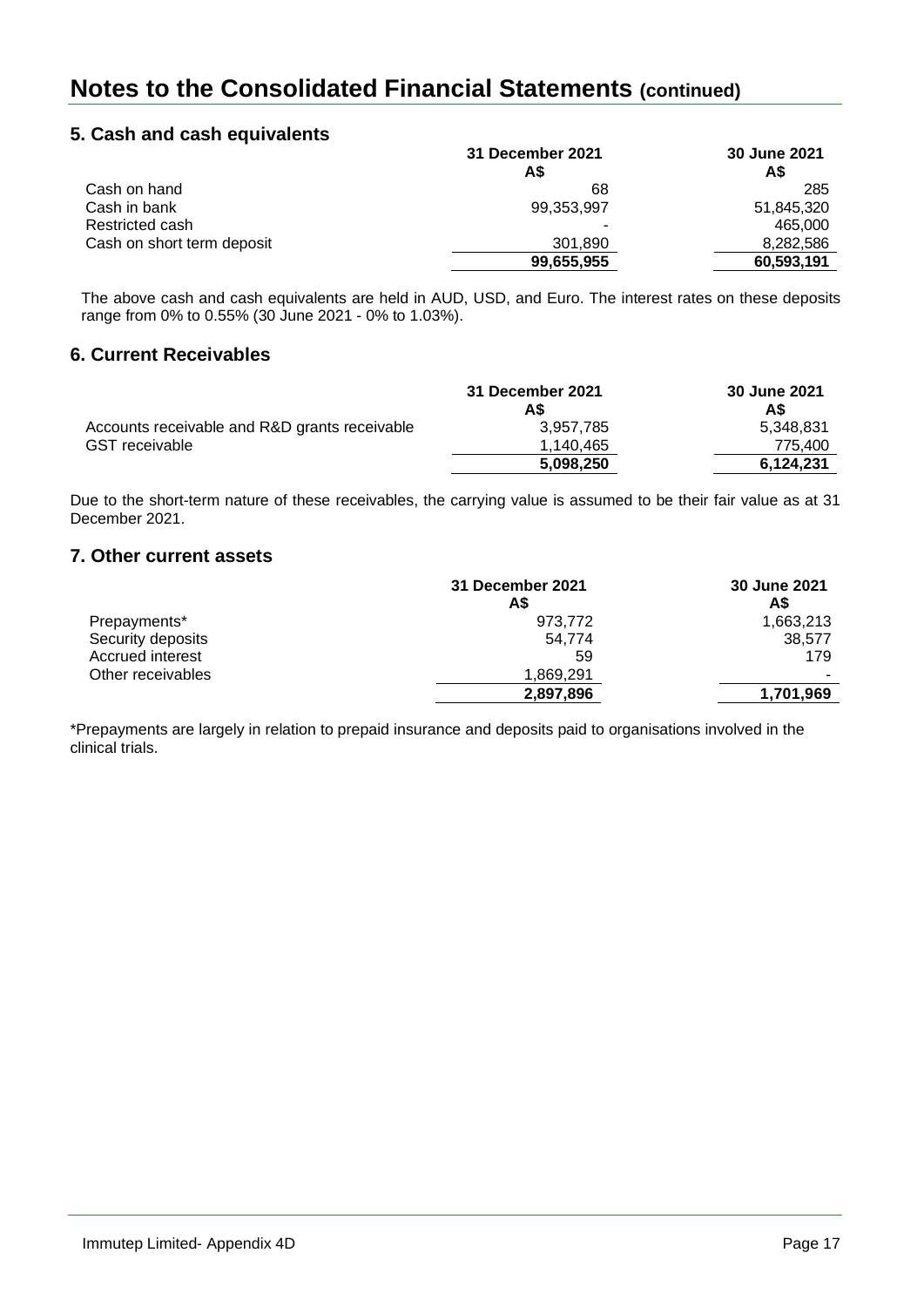# Notes to the Consolidated Financial Statements (continued)

## 5. Cash and cash equivalents

| | 31 December 2021<br>A$ | 30 June 2021<br>A$ |
|---|---|---|
| Cash on hand | 68 | 285 |
| Cash in bank | 99,353,997 | 51,845,320 |
| Restricted cash | - | 465,000 |
| Cash on short term deposit | 301,890 | 8,282,586 |
| | **99,655,955** | **60,593,191** |

The above cash and cash equivalents are held in AUD, USD, and Euro. The interest rates on these deposits range from 0% to 0.55% (30 June 2021 - 0% to 1.03%).

## 6. Current Receivables

| | 31 December 2021<br>A$ | 30 June 2021<br>A$ |
|---|---|---|
| Accounts receivable and R&D grants receivable | 3,957,785 | 5,348,831 |
| GST receivable | 1,140,465 | 775,400 |
| | **5,098,250** | **6,124,231** |

Due to the short-term nature of these receivables, the carrying value is assumed to be their fair value as at 31 December 2021.

## 7. Other current assets

| | 31 December 2021<br>A$ | 30 June 2021<br>A$ |
|---|---|---|
| Prepayments* | 973,772 | 1,663,213 |
| Security deposits | 54,774 | 38,577 |
| Accrued interest | 59 | 179 |
| Other receivables | 1,869,291 | - |
| | **2,897,896** | **1,701,969** |

*Prepayments are largely in relation to prepaid insurance and deposits paid to organisations involved in the clinical trials.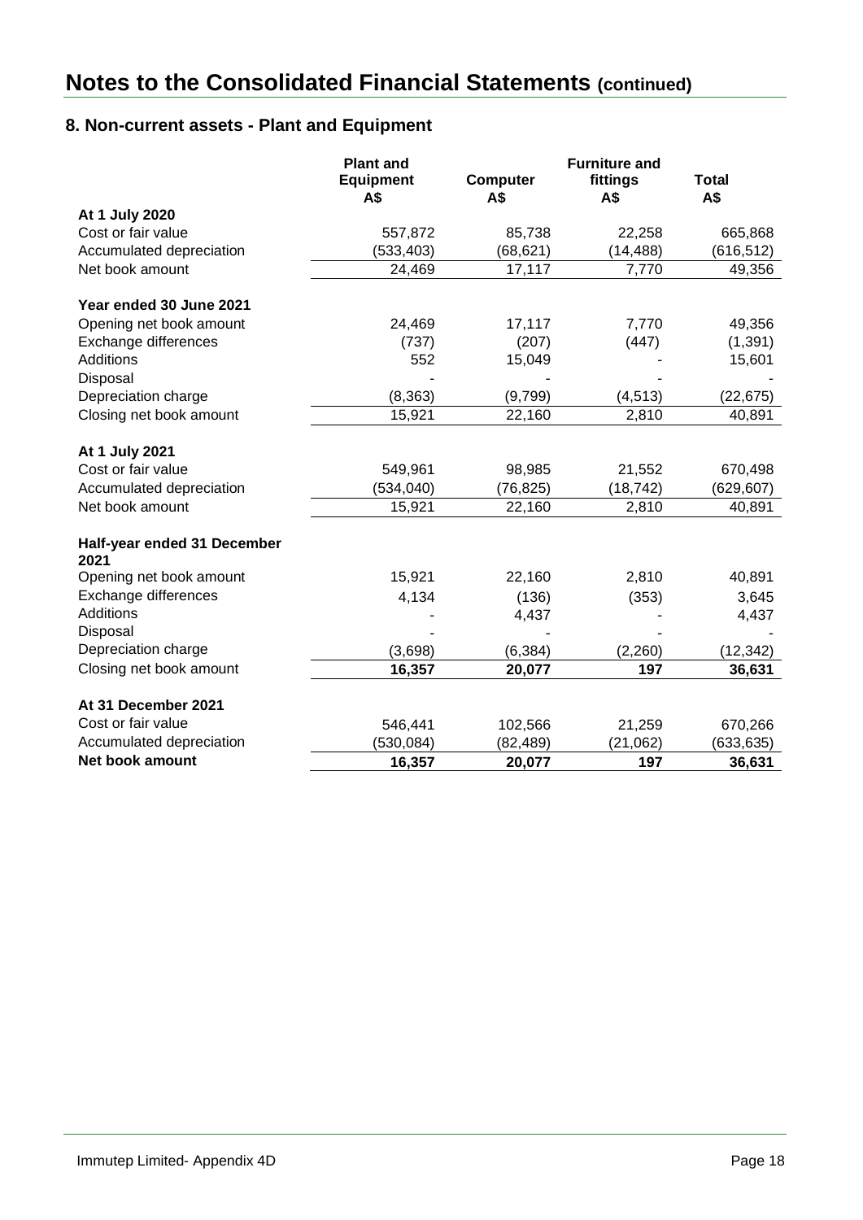# Notes to the Consolidated Financial Statements (continued)

## 8. Non-current assets - Plant and Equipment

| | Plant and Equipment A$ | Computer A$ | Furniture and fittings A$ | Total A$ |
|---|---|---|---|---|
| **At 1 July 2020** | | | | |
| Cost or fair value | 557,872 | 85,738 | 22,258 | 665,868 |
| Accumulated depreciation | (533,403) | (68,621) | (14,488) | (616,512) |
| Net book amount | 24,469 | 17,117 | 7,770 | 49,356 |
| **Year ended 30 June 2021** | | | | |
| Opening net book amount | 24,469 | 17,117 | 7,770 | 49,356 |
| Exchange differences | (737) | (207) | (447) | (1,391) |
| Additions | 552 | 15,049 | - | 15,601 |
| Disposal | - | - | - | - |
| Depreciation charge | (8,363) | (9,799) | (4,513) | (22,675) |
| Closing net book amount | 15,921 | 22,160 | 2,810 | 40,891 |
| **At 1 July 2021** | | | | |
| Cost or fair value | 549,961 | 98,985 | 21,552 | 670,498 |
| Accumulated depreciation | (534,040) | (76,825) | (18,742) | (629,607) |
| Net book amount | 15,921 | 22,160 | 2,810 | 40,891 |
| **Half-year ended 31 December 2021** | | | | |
| Opening net book amount | 15,921 | 22,160 | 2,810 | 40,891 |
| Exchange differences | 4,134 | (136) | (353) | 3,645 |
| Additions | - | 4,437 | - | 4,437 |
| Disposal | - | - | - | - |
| Depreciation charge | (3,698) | (6,384) | (2,260) | (12,342) |
| Closing net book amount | **16,357** | **20,077** | **197** | **36,631** |
| **At 31 December 2021** | | | | |
| Cost or fair value | 546,441 | 102,566 | 21,259 | 670,266 |
| Accumulated depreciation | (530,084) | (82,489) | (21,062) | (633,635) |
| **Net book amount** | **16,357** | **20,077** | **197** | **36,631** |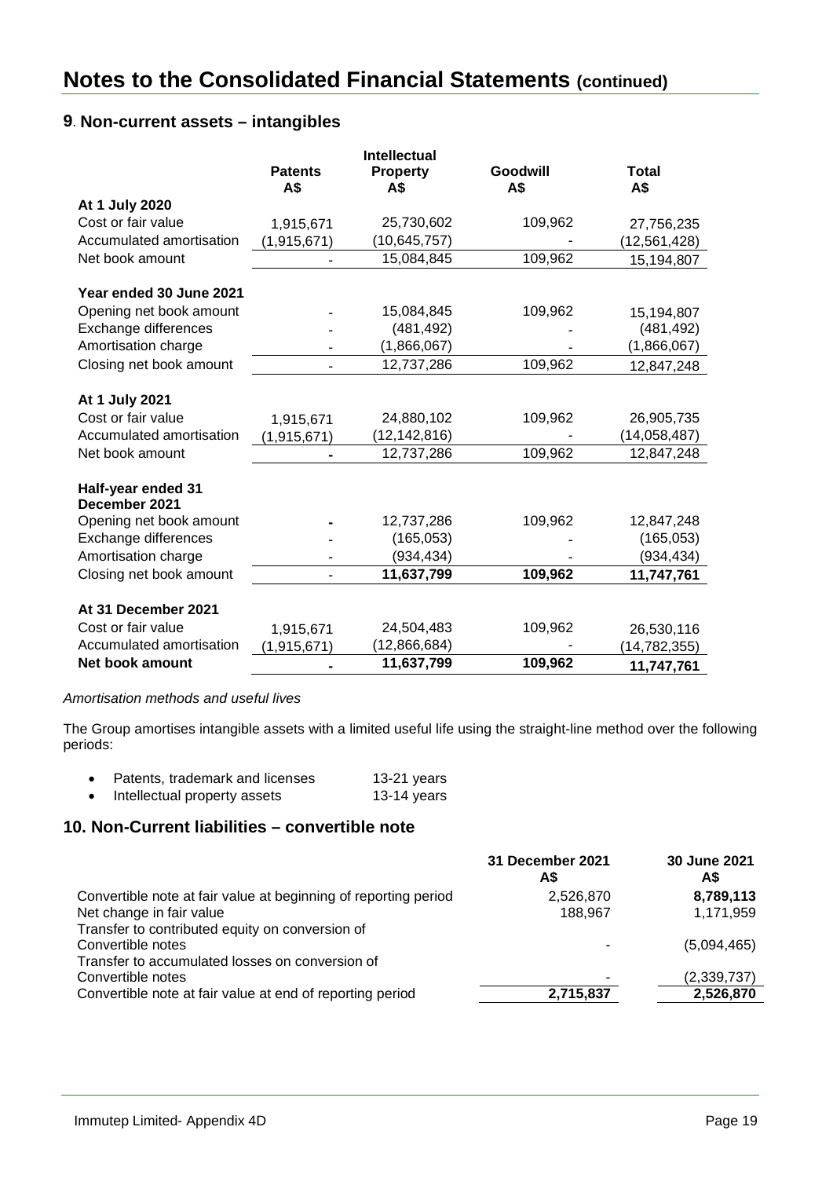# Notes to the Consolidated Financial Statements (continued)

## 9. Non-current assets – intangibles

| | Patents A$ | Intellectual Property A$ | Goodwill A$ | Total A$ |
|---|---|---|---|---|
| **At 1 July 2020** | | | | |
| Cost or fair value | 1,915,671 | 25,730,602 | 109,962 | 27,756,235 |
| Accumulated amortisation | (1,915,671) | (10,645,757) | - | (12,561,428) |
| Net book amount | - | 15,084,845 | 109,962 | 15,194,807 |
| **Year ended 30 June 2021** | | | | |
| Opening net book amount | - | 15,084,845 | 109,962 | 15,194,807 |
| Exchange differences | - | (481,492) | - | (481,492) |
| Amortisation charge | - | (1,866,067) | - | (1,866,067) |
| Closing net book amount | - | 12,737,286 | 109,962 | 12,847,248 |
| **At 1 July 2021** | | | | |
| Cost or fair value | 1,915,671 | 24,880,102 | 109,962 | 26,905,735 |
| Accumulated amortisation | (1,915,671) | (12,142,816) | - | (14,058,487) |
| Net book amount | - | 12,737,286 | 109,962 | 12,847,248 |
| **Half-year ended 31 December 2021** | | | | |
| Opening net book amount | - | 12,737,286 | 109,962 | 12,847,248 |
| Exchange differences | - | (165,053) | - | (165,053) |
| Amortisation charge | - | (934,434) | - | (934,434) |
| Closing net book amount | - | **11,637,799** | **109,962** | **11,747,761** |
| **At 31 December 2021** | | | | |
| Cost or fair value | 1,915,671 | 24,504,483 | 109,962 | 26,530,116 |
| Accumulated amortisation | (1,915,671) | (12,866,684) | - | (14,782,355) |
| **Net book amount** | - | **11,637,799** | **109,962** | **11,747,761** |

*Amortisation methods and useful lives*

The Group amortises intangible assets with a limited useful life using the straight-line method over the following periods:

- Patents, trademark and licenses 13-21 years
- Intellectual property assets 13-14 years

## 10. Non-Current liabilities – convertible note

| | 31 December 2021 A$ | 30 June 2021 A$ |
|---|---|---|
| Convertible note at fair value at beginning of reporting period | 2,526,870 | **8,789,113** |
| Net change in fair value | 188,967 | 1,171,959 |
| Transfer to contributed equity on conversion of Convertible notes | - | (5,094,465) |
| Transfer to accumulated losses on conversion of Convertible notes | - | (2,339,737) |
| Convertible note at fair value at end of reporting period | **2,715,837** | **2,526,870** |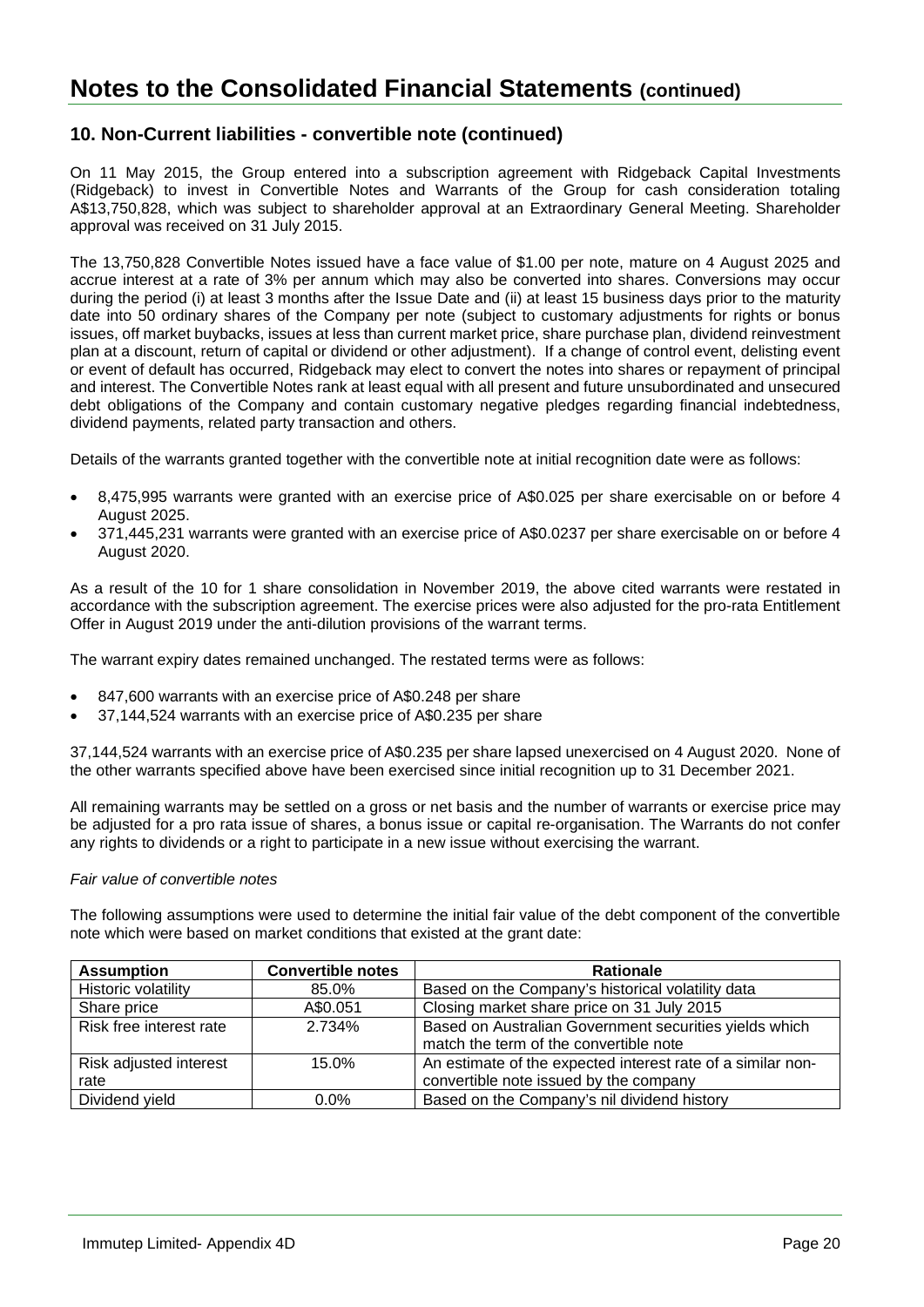# Notes to the Consolidated Financial Statements (continued)

## 10. Non-Current liabilities - convertible note (continued)

On 11 May 2015, the Group entered into a subscription agreement with Ridgeback Capital Investments (Ridgeback) to invest in Convertible Notes and Warrants of the Group for cash consideration totaling A$13,750,828, which was subject to shareholder approval at an Extraordinary General Meeting. Shareholder approval was received on 31 July 2015.

The 13,750,828 Convertible Notes issued have a face value of $1.00 per note, mature on 4 August 2025 and accrue interest at a rate of 3% per annum which may also be converted into shares. Conversions may occur during the period (i) at least 3 months after the Issue Date and (ii) at least 15 business days prior to the maturity date into 50 ordinary shares of the Company per note (subject to customary adjustments for rights or bonus issues, off market buybacks, issues at less than current market price, share purchase plan, dividend reinvestment plan at a discount, return of capital or dividend or other adjustment). If a change of control event, delisting event or event of default has occurred, Ridgeback may elect to convert the notes into shares or repayment of principal and interest. The Convertible Notes rank at least equal with all present and future unsubordinated and unsecured debt obligations of the Company and contain customary negative pledges regarding financial indebtedness, dividend payments, related party transaction and others.

Details of the warrants granted together with the convertible note at initial recognition date were as follows:

- 8,475,995 warrants were granted with an exercise price of A$0.025 per share exercisable on or before 4 August 2025.
- 371,445,231 warrants were granted with an exercise price of A$0.0237 per share exercisable on or before 4 August 2020.

As a result of the 10 for 1 share consolidation in November 2019, the above cited warrants were restated in accordance with the subscription agreement. The exercise prices were also adjusted for the pro-rata Entitlement Offer in August 2019 under the anti-dilution provisions of the warrant terms.

The warrant expiry dates remained unchanged. The restated terms were as follows:

- 847,600 warrants with an exercise price of A$0.248 per share
- 37,144,524 warrants with an exercise price of A$0.235 per share

37,144,524 warrants with an exercise price of A$0.235 per share lapsed unexercised on 4 August 2020. None of the other warrants specified above have been exercised since initial recognition up to 31 December 2021.

All remaining warrants may be settled on a gross or net basis and the number of warrants or exercise price may be adjusted for a pro rata issue of shares, a bonus issue or capital re-organisation. The Warrants do not confer any rights to dividends or a right to participate in a new issue without exercising the warrant.

*Fair value of convertible notes*

The following assumptions were used to determine the initial fair value of the debt component of the convertible note which were based on market conditions that existed at the grant date:

| Assumption | Convertible notes | Rationale |
|---|---|---|
| Historic volatility | 85.0% | Based on the Company's historical volatility data |
| Share price | A$0.051 | Closing market share price on 31 July 2015 |
| Risk free interest rate | 2.734% | Based on Australian Government securities yields which match the term of the convertible note |
| Risk adjusted interest rate | 15.0% | An estimate of the expected interest rate of a similar non-convertible note issued by the company |
| Dividend yield | 0.0% | Based on the Company's nil dividend history |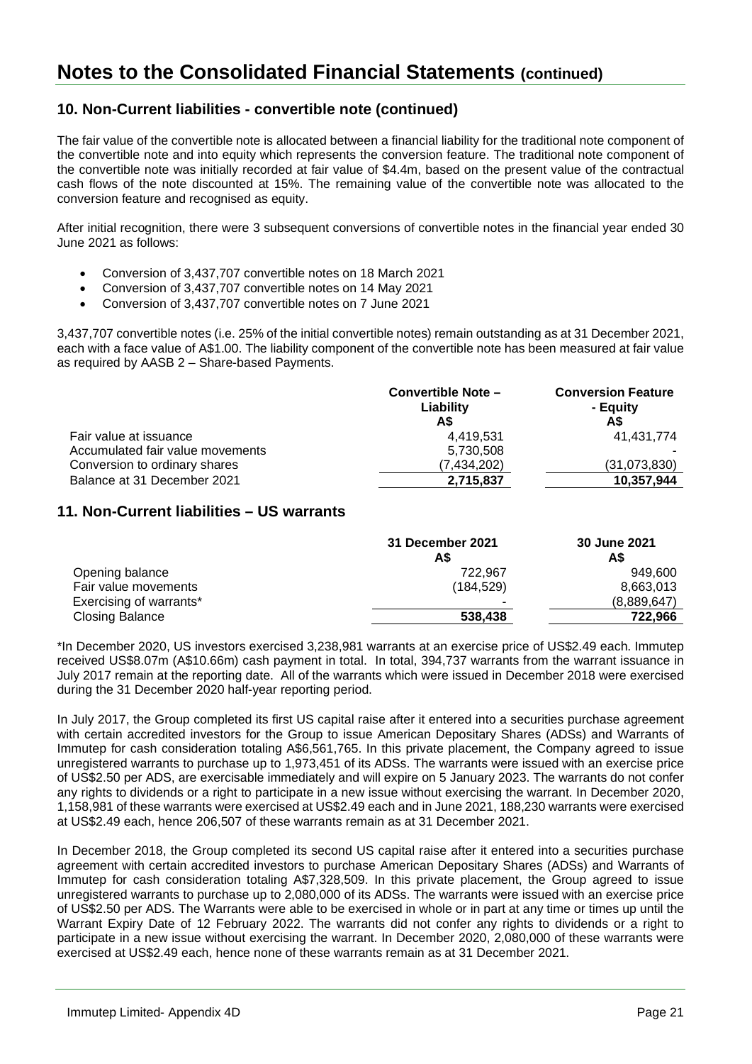# Notes to the Consolidated Financial Statements (continued)

## 10. Non-Current liabilities - convertible note (continued)

The fair value of the convertible note is allocated between a financial liability for the traditional note component of the convertible note and into equity which represents the conversion feature. The traditional note component of the convertible note was initially recorded at fair value of $4.4m, based on the present value of the contractual cash flows of the note discounted at 15%. The remaining value of the convertible note was allocated to the conversion feature and recognised as equity.

After initial recognition, there were 3 subsequent conversions of convertible notes in the financial year ended 30 June 2021 as follows:

- Conversion of 3,437,707 convertible notes on 18 March 2021
- Conversion of 3,437,707 convertible notes on 14 May 2021
- Conversion of 3,437,707 convertible notes on 7 June 2021

3,437,707 convertible notes (i.e. 25% of the initial convertible notes) remain outstanding as at 31 December 2021, each with a face value of A$1.00. The liability component of the convertible note has been measured at fair value as required by AASB 2 – Share-based Payments.

| | Convertible Note – Liability A$ | Conversion Feature - Equity A$ |
|---|---|---|
| Fair value at issuance | 4,419,531 | 41,431,774 |
| Accumulated fair value movements | 5,730,508 | - |
| Conversion to ordinary shares | (7,434,202) | (31,073,830) |
| Balance at 31 December 2021 | **2,715,837** | **10,357,944** |

## 11. Non-Current liabilities – US warrants

| | 31 December 2021 A$ | 30 June 2021 A$ |
|---|---|---|
| Opening balance | 722,967 | 949,600 |
| Fair value movements | (184,529) | 8,663,013 |
| Exercising of warrants* | - | (8,889,647) |
| Closing Balance | **538,438** | **722,966** |

*In December 2020, US investors exercised 3,238,981 warrants at an exercise price of US$2.49 each. Immutep received US$8.07m (A$10.66m) cash payment in total. In total, 394,737 warrants from the warrant issuance in July 2017 remain at the reporting date. All of the warrants which were issued in December 2018 were exercised during the 31 December 2020 half-year reporting period.

In July 2017, the Group completed its first US capital raise after it entered into a securities purchase agreement with certain accredited investors for the Group to issue American Depositary Shares (ADSs) and Warrants of Immutep for cash consideration totaling A$6,561,765. In this private placement, the Company agreed to issue unregistered warrants to purchase up to 1,973,451 of its ADSs. The warrants were issued with an exercise price of US$2.50 per ADS, are exercisable immediately and will expire on 5 January 2023. The warrants do not confer any rights to dividends or a right to participate in a new issue without exercising the warrant. In December 2020, 1,158,981 of these warrants were exercised at US$2.49 each and in June 2021, 188,230 warrants were exercised at US$2.49 each, hence 206,507 of these warrants remain as at 31 December 2021.

In December 2018, the Group completed its second US capital raise after it entered into a securities purchase agreement with certain accredited investors to purchase American Depositary Shares (ADSs) and Warrants of Immutep for cash consideration totaling A$7,328,509. In this private placement, the Group agreed to issue unregistered warrants to purchase up to 2,080,000 of its ADSs. The warrants were issued with an exercise price of US$2.50 per ADS. The Warrants were able to be exercised in whole or in part at any time or times up until the Warrant Expiry Date of 12 February 2022. The warrants did not confer any rights to dividends or a right to participate in a new issue without exercising the warrant. In December 2020, 2,080,000 of these warrants were exercised at US$2.49 each, hence none of these warrants remain as at 31 December 2021.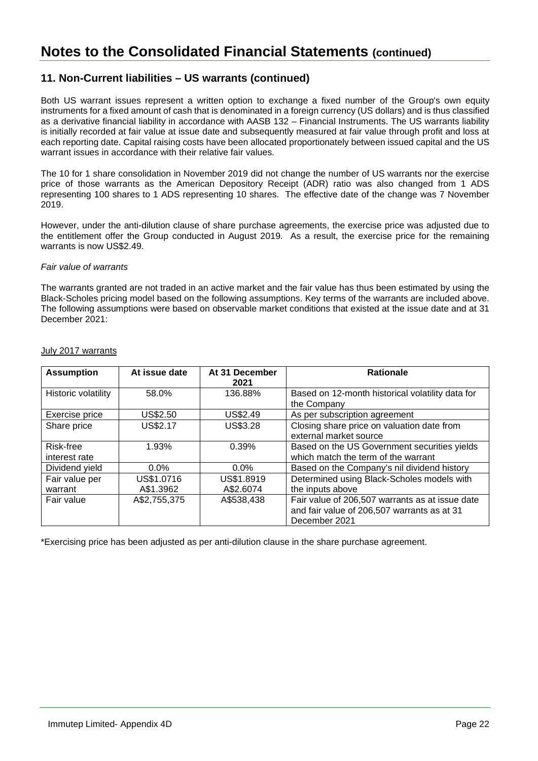# Notes to the Consolidated Financial Statements (continued)

## 11. Non-Current liabilities – US warrants (continued)

Both US warrant issues represent a written option to exchange a fixed number of the Group's own equity instruments for a fixed amount of cash that is denominated in a foreign currency (US dollars) and is thus classified as a derivative financial liability in accordance with AASB 132 – Financial Instruments. The US warrants liability is initially recorded at fair value at issue date and subsequently measured at fair value through profit and loss at each reporting date. Capital raising costs have been allocated proportionately between issued capital and the US warrant issues in accordance with their relative fair values.

The 10 for 1 share consolidation in November 2019 did not change the number of US warrants nor the exercise price of those warrants as the American Depository Receipt (ADR) ratio was also changed from 1 ADS representing 100 shares to 1 ADS representing 10 shares. The effective date of the change was 7 November 2019.

However, under the anti-dilution clause of share purchase agreements, the exercise price was adjusted due to the entitlement offer the Group conducted in August 2019. As a result, the exercise price for the remaining warrants is now US$2.49.

*Fair value of warrants*

The warrants granted are not traded in an active market and the fair value has thus been estimated by using the Black-Scholes pricing model based on the following assumptions. Key terms of the warrants are included above. The following assumptions were based on observable market conditions that existed at the issue date and at 31 December 2021:

July 2017 warrants

| Assumption | At issue date | At 31 December 2021 | Rationale |
|---|---|---|---|
| Historic volatility | 58.0% | 136.88% | Based on 12-month historical volatility data for the Company |
| Exercise price | US$2.50 | US$2.49 | As per subscription agreement |
| Share price | US$2.17 | US$3.28 | Closing share price on valuation date from external market source |
| Risk-free interest rate | 1.93% | 0.39% | Based on the US Government securities yields which match the term of the warrant |
| Dividend yield | 0.0% | 0.0% | Based on the Company's nil dividend history |
| Fair value per warrant | US$1.0716<br>A$1.3962 | US$1.8919<br>A$2.6074 | Determined using Black-Scholes models with the inputs above |
| Fair value | A$2,755,375 | A$538,438 | Fair value of 206,507 warrants as at issue date and fair value of 206,507 warrants as at 31 December 2021 |

*Exercising price has been adjusted as per anti-dilution clause in the share purchase agreement.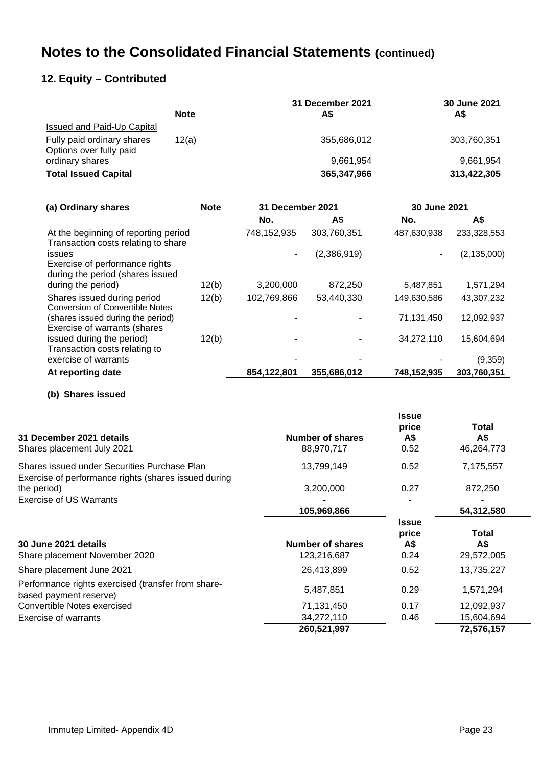# Notes to the Consolidated Financial Statements (continued)

## 12. Equity – Contributed

| | Note | 31 December 2021 A$ | 30 June 2021 A$ |
|---|---|---|---|
| Issued and Paid-Up Capital | | | |
| Fully paid ordinary shares | 12(a) | 355,686,012 | 303,760,351 |
| Options over fully paid ordinary shares | | 9,661,954 | 9,661,954 |
| **Total Issued Capital** | | **365,347,966** | **313,422,305** |

| (a) Ordinary shares | Note | 31 December 2021 | | 30 June 2021 | |
|---|---|---|---|---|---|
| | | No. | A$ | No. | A$ |
| At the beginning of reporting period | | 748,152,935 | 303,760,351 | 487,630,938 | 233,328,553 |
| Transaction costs relating to share issues | | - | (2,386,919) | - | (2,135,000) |
| Exercise of performance rights during the period (shares issued during the period) | 12(b) | 3,200,000 | 872,250 | 5,487,851 | 1,571,294 |
| Shares issued during period | 12(b) | 102,769,866 | 53,440,330 | 149,630,586 | 43,307,232 |
| Conversion of Convertible Notes (shares issued during the period) | | - | - | 71,131,450 | 12,092,937 |
| Exercise of warrants (shares issued during the period) | 12(b) | - | - | 34,272,110 | 15,604,694 |
| Transaction costs relating to exercise of warrants | | - | - | - | (9,359) |
| **At reporting date** | | **854,122,801** | **355,686,012** | **748,152,935** | **303,760,351** |

### (b) Shares issued

| 31 December 2021 details | Number of shares | Issue price A$ | Total A$ |
|---|---|---|---|
| Shares placement July 2021 | 88,970,717 | 0.52 | 46,264,773 |
| Shares issued under Securities Purchase Plan | 13,799,149 | 0.52 | 7,175,557 |
| Exercise of performance rights (shares issued during the period) | 3,200,000 | 0.27 | 872,250 |
| Exercise of US Warrants | - | - | - |
| | **105,969,866** | | **54,312,580** |

| 30 June 2021 details | Number of shares | Issue price A$ | Total A$ |
|---|---|---|---|
| Share placement November 2020 | 123,216,687 | 0.24 | 29,572,005 |
| Share placement June 2021 | 26,413,899 | 0.52 | 13,735,227 |
| Performance rights exercised (transfer from share-based payment reserve) | 5,487,851 | 0.29 | 1,571,294 |
| Convertible Notes exercised | 71,131,450 | 0.17 | 12,092,937 |
| Exercise of warrants | 34,272,110 | 0.46 | 15,604,694 |
| | **260,521,997** | | **72,576,157** |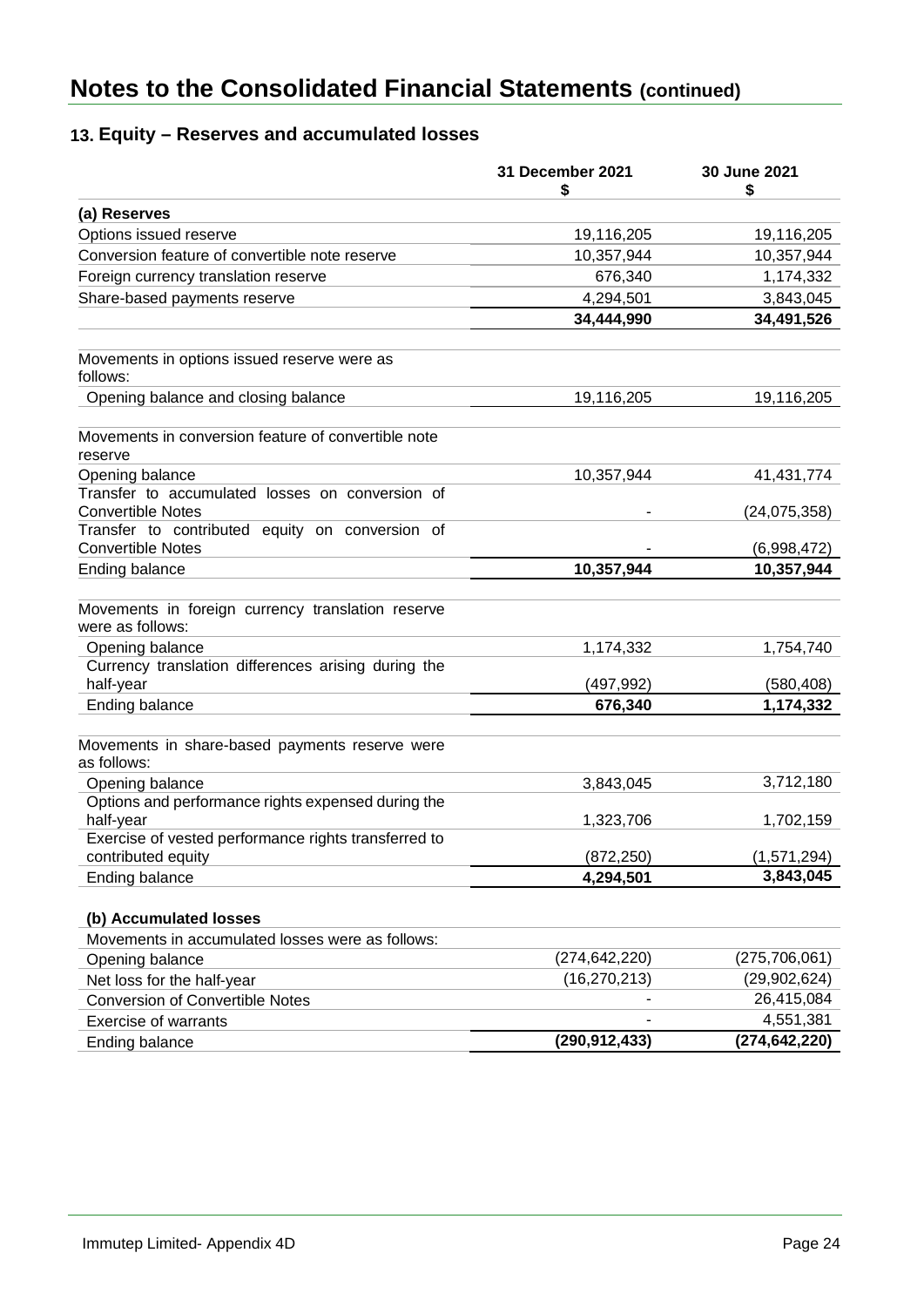# Notes to the Consolidated Financial Statements (continued)

## 13. Equity – Reserves and accumulated losses

| | 31 December 2021 $ | 30 June 2021 $ |
|---|---|---|
| **(a) Reserves** | | |
| Options issued reserve | 19,116,205 | 19,116,205 |
| Conversion feature of convertible note reserve | 10,357,944 | 10,357,944 |
| Foreign currency translation reserve | 676,340 | 1,174,332 |
| Share-based payments reserve | 4,294,501 | 3,843,045 |
| | **34,444,990** | **34,491,526** |
| | | |
| Movements in options issued reserve were as follows: | | |
| Opening balance and closing balance | 19,116,205 | 19,116,205 |
| | | |
| Movements in conversion feature of convertible note reserve | | |
| Opening balance | 10,357,944 | 41,431,774 |
| Transfer to accumulated losses on conversion of Convertible Notes | - | (24,075,358) |
| Transfer to contributed equity on conversion of Convertible Notes | - | (6,998,472) |
| Ending balance | **10,357,944** | **10,357,944** |
| | | |
| Movements in foreign currency translation reserve were as follows: | | |
| Opening balance | 1,174,332 | 1,754,740 |
| Currency translation differences arising during the half-year | (497,992) | (580,408) |
| Ending balance | **676,340** | **1,174,332** |
| | | |
| Movements in share-based payments reserve were as follows: | | |
| Opening balance | 3,843,045 | 3,712,180 |
| Options and performance rights expensed during the half-year | 1,323,706 | 1,702,159 |
| Exercise of vested performance rights transferred to contributed equity | (872,250) | (1,571,294) |
| Ending balance | **4,294,501** | **3,843,045** |
| | | |
| **(b) Accumulated losses** | | |
| Movements in accumulated losses were as follows: | | |
| Opening balance | (274,642,220) | (275,706,061) |
| Net loss for the half-year | (16,270,213) | (29,902,624) |
| Conversion of Convertible Notes | - | 26,415,084 |
| Exercise of warrants | - | 4,551,381 |
| Ending balance | **(290,912,433)** | **(274,642,220)** |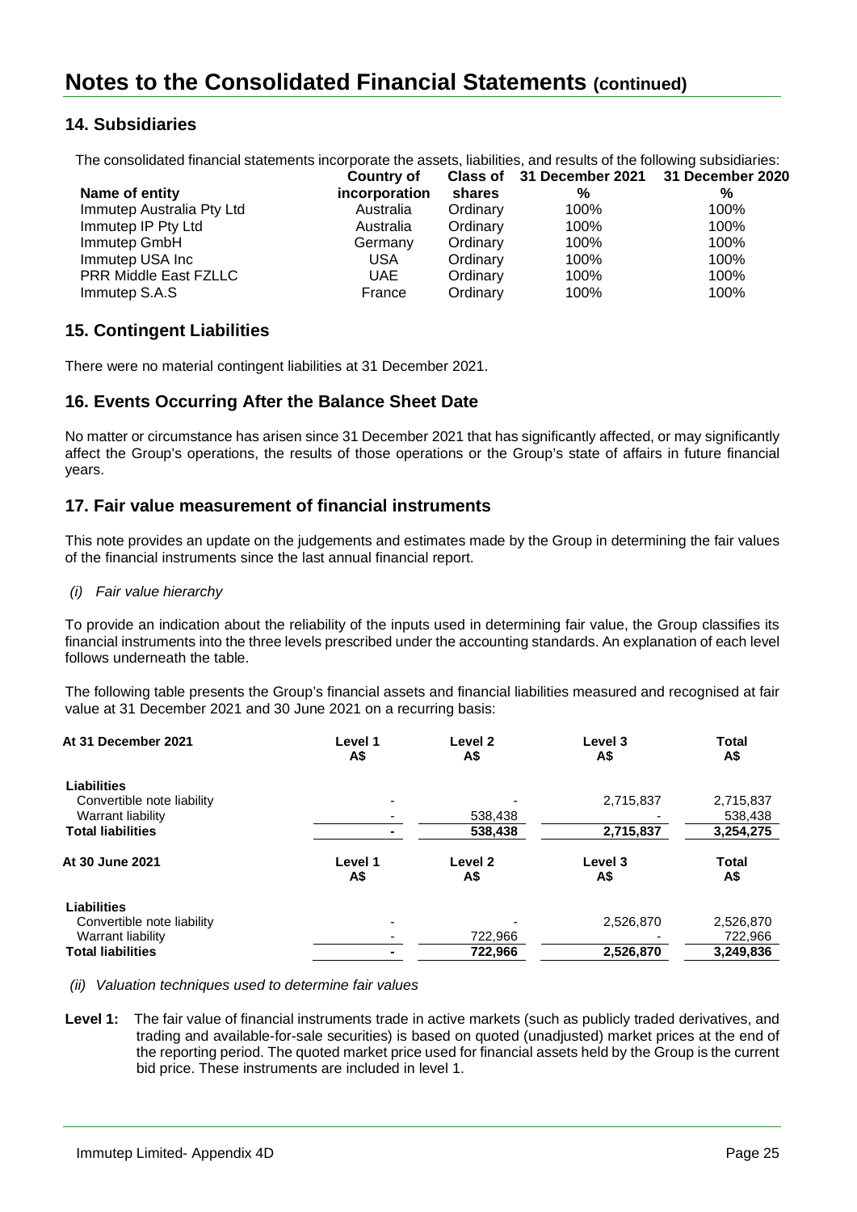# Notes to the Consolidated Financial Statements (continued)

## 14. Subsidiaries

The consolidated financial statements incorporate the assets, liabilities, and results of the following subsidiaries:

| Name of entity | Country of incorporation | Class of shares | 31 December 2021 % | 31 December 2020 % |
|---|---|---|---|---|
| Immutep Australia Pty Ltd | Australia | Ordinary | 100% | 100% |
| Immutep IP Pty Ltd | Australia | Ordinary | 100% | 100% |
| Immutep GmbH | Germany | Ordinary | 100% | 100% |
| Immutep USA Inc | USA | Ordinary | 100% | 100% |
| PRR Middle East FZLLC | UAE | Ordinary | 100% | 100% |
| Immutep S.A.S | France | Ordinary | 100% | 100% |

## 15. Contingent Liabilities

There were no material contingent liabilities at 31 December 2021.

## 16. Events Occurring After the Balance Sheet Date

No matter or circumstance has arisen since 31 December 2021 that has significantly affected, or may significantly affect the Group's operations, the results of those operations or the Group's state of affairs in future financial years.

## 17. Fair value measurement of financial instruments

This note provides an update on the judgements and estimates made by the Group in determining the fair values of the financial instruments since the last annual financial report.

*(i) Fair value hierarchy*

To provide an indication about the reliability of the inputs used in determining fair value, the Group classifies its financial instruments into the three levels prescribed under the accounting standards. An explanation of each level follows underneath the table.

The following table presents the Group's financial assets and financial liabilities measured and recognised at fair value at 31 December 2021 and 30 June 2021 on a recurring basis:

| At 31 December 2021 | Level 1 A$ | Level 2 A$ | Level 3 A$ | Total A$ |
|---|---|---|---|---|
| **Liabilities** | | | | |
| Convertible note liability | - | - | 2,715,837 | 2,715,837 |
| Warrant liability | - | 538,438 | - | 538,438 |
| **Total liabilities** | **-** | **538,438** | **2,715,837** | **3,254,275** |

| At 30 June 2021 | Level 1 A$ | Level 2 A$ | Level 3 A$ | Total A$ |
|---|---|---|---|---|
| **Liabilities** | | | | |
| Convertible note liability | - | - | 2,526,870 | 2,526,870 |
| Warrant liability | - | 722,966 | - | 722,966 |
| **Total liabilities** | **-** | **722,966** | **2,526,870** | **3,249,836** |

*(ii) Valuation techniques used to determine fair values*

**Level 1:** The fair value of financial instruments trade in active markets (such as publicly traded derivatives, and trading and available-for-sale securities) is based on quoted (unadjusted) market prices at the end of the reporting period. The quoted market price used for financial assets held by the Group is the current bid price. These instruments are included in level 1.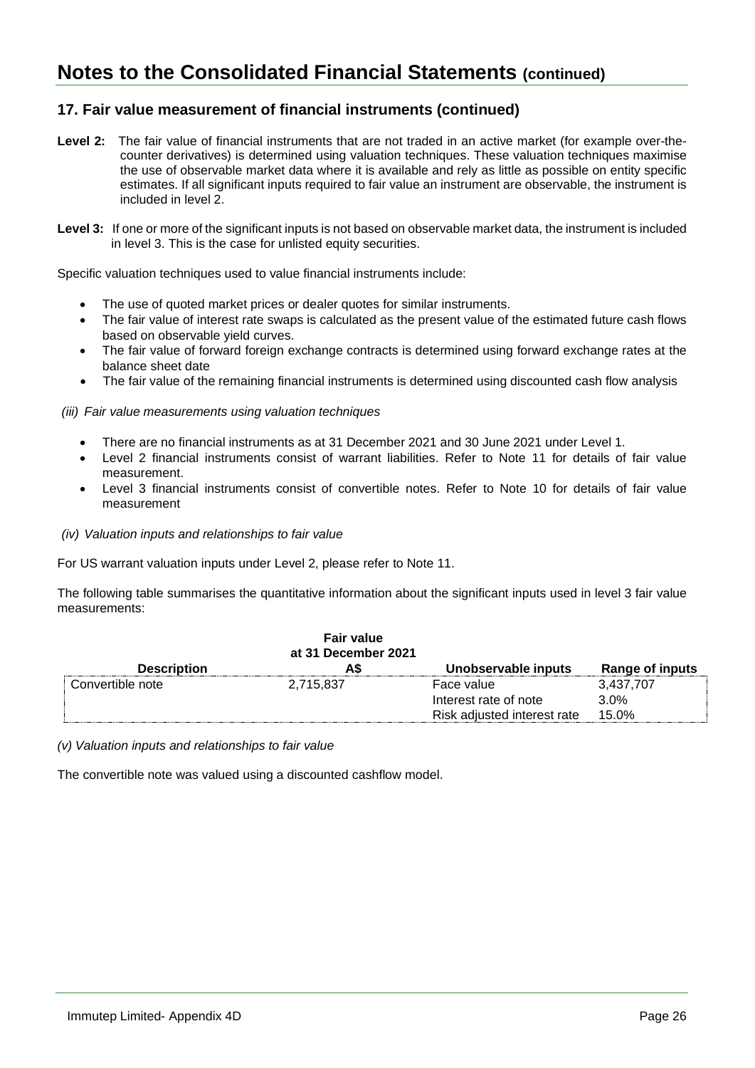# Notes to the Consolidated Financial Statements (continued)

## 17. Fair value measurement of financial instruments (continued)

**Level 2:** The fair value of financial instruments that are not traded in an active market (for example over-the-counter derivatives) is determined using valuation techniques. These valuation techniques maximise the use of observable market data where it is available and rely as little as possible on entity specific estimates. If all significant inputs required to fair value an instrument are observable, the instrument is included in level 2.

**Level 3:** If one or more of the significant inputs is not based on observable market data, the instrument is included in level 3. This is the case for unlisted equity securities.

Specific valuation techniques used to value financial instruments include:

- The use of quoted market prices or dealer quotes for similar instruments.
- The fair value of interest rate swaps is calculated as the present value of the estimated future cash flows based on observable yield curves.
- The fair value of forward foreign exchange contracts is determined using forward exchange rates at the balance sheet date
- The fair value of the remaining financial instruments is determined using discounted cash flow analysis

*(iii) Fair value measurements using valuation techniques*

- There are no financial instruments as at 31 December 2021 and 30 June 2021 under Level 1.
- Level 2 financial instruments consist of warrant liabilities. Refer to Note 11 for details of fair value measurement.
- Level 3 financial instruments consist of convertible notes. Refer to Note 10 for details of fair value measurement

*(iv) Valuation inputs and relationships to fair value*

For US warrant valuation inputs under Level 2, please refer to Note 11.

The following table summarises the quantitative information about the significant inputs used in level 3 fair value measurements:

| Description | Fair value at 31 December 2021 A$ | Unobservable inputs | Range of inputs |
|---|---|---|---|
| Convertible note | 2,715,837 | Face value | 3,437,707 |
| | | Interest rate of note | 3.0% |
| | | Risk adjusted interest rate | 15.0% |

*(v) Valuation inputs and relationships to fair value*

The convertible note was valued using a discounted cashflow model.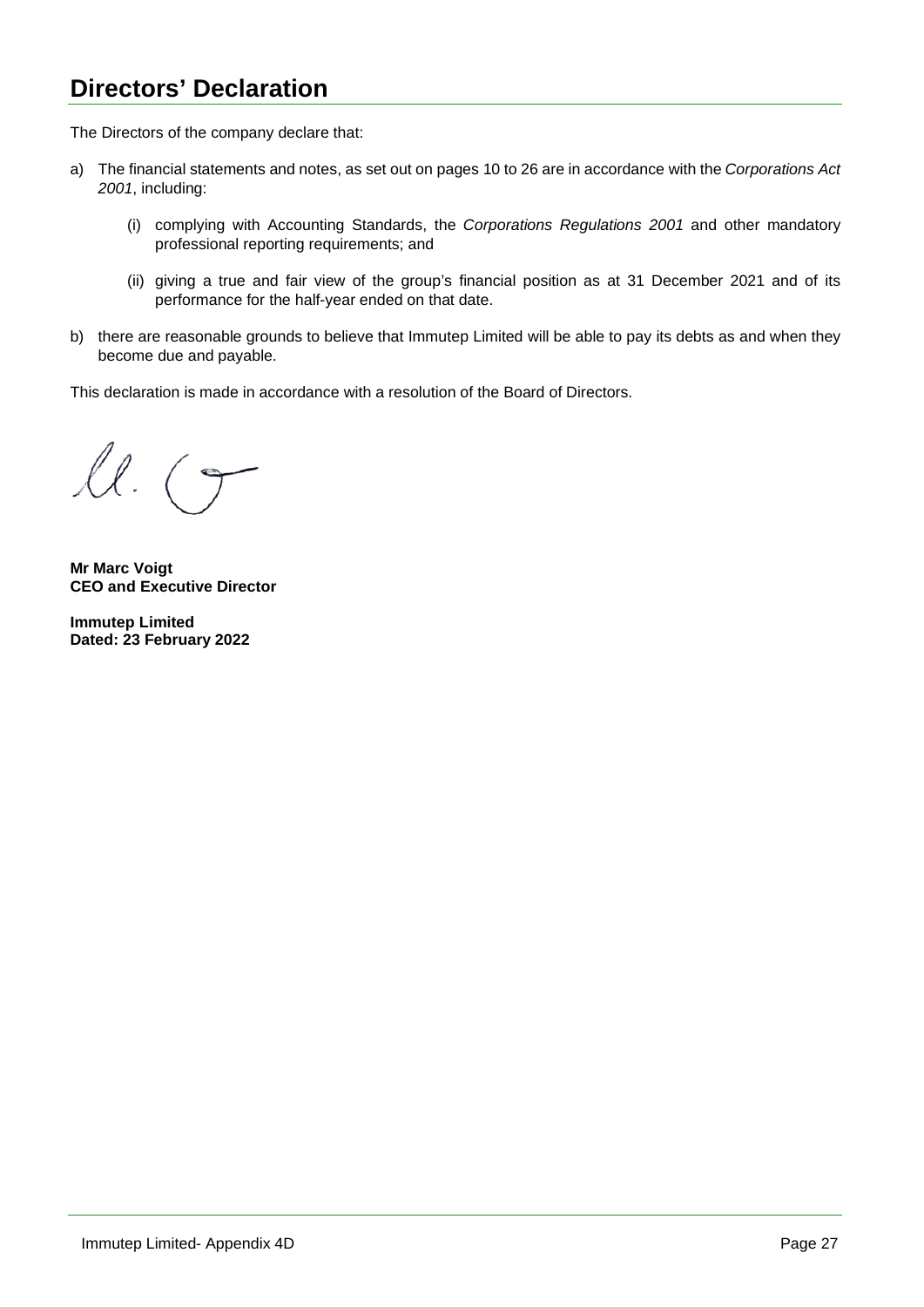# Directors' Declaration

The Directors of the company declare that:

a) The financial statements and notes, as set out on pages 10 to 26 are in accordance with the *Corporations Act 2001*, including:

   (i) complying with Accounting Standards, the *Corporations Regulations 2001* and other mandatory professional reporting requirements; and

   (ii) giving a true and fair view of the group's financial position as at 31 December 2021 and of its performance for the half-year ended on that date.

b) there are reasonable grounds to believe that Immutep Limited will be able to pay its debts as and when they become due and payable.

This declaration is made in accordance with a resolution of the Board of Directors.

**Mr Marc Voigt**
**CEO and Executive Director**

**Immutep Limited**
**Dated: 23 February 2022**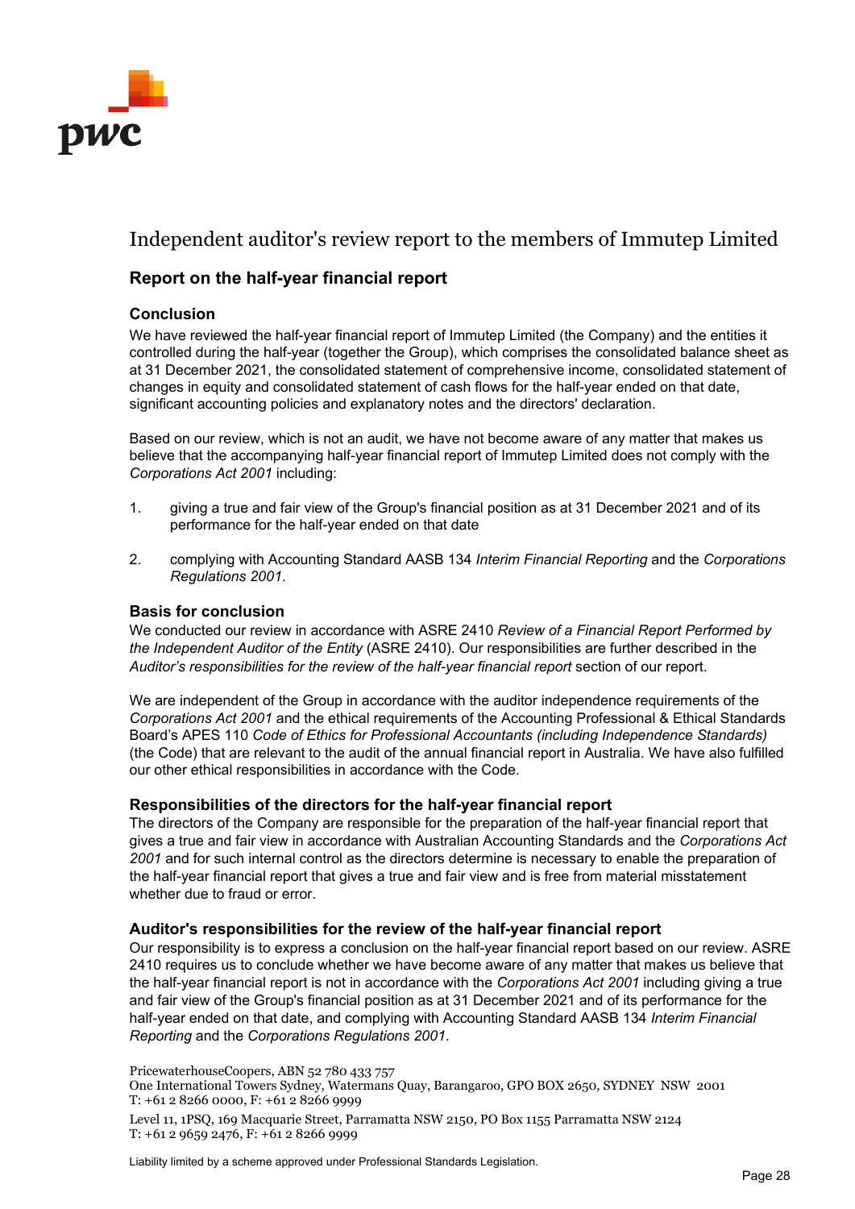# Independent auditor's review report to the members of Immutep Limited

## Report on the half-year financial report

### Conclusion

We have reviewed the half-year financial report of Immutep Limited (the Company) and the entities it controlled during the half-year (together the Group), which comprises the consolidated balance sheet as at 31 December 2021, the consolidated statement of comprehensive income, consolidated statement of changes in equity and consolidated statement of cash flows for the half-year ended on that date, significant accounting policies and explanatory notes and the directors' declaration.

Based on our review, which is not an audit, we have not become aware of any matter that makes us believe that the accompanying half-year financial report of Immutep Limited does not comply with the *Corporations Act 2001* including:

1. giving a true and fair view of the Group's financial position as at 31 December 2021 and of its performance for the half-year ended on that date
2. complying with Accounting Standard AASB 134 *Interim Financial Reporting* and the *Corporations Regulations 2001*.

### Basis for conclusion

We conducted our review in accordance with ASRE 2410 *Review of a Financial Report Performed by the Independent Auditor of the Entity* (ASRE 2410). Our responsibilities are further described in the *Auditor's responsibilities for the review of the half-year financial report* section of our report.

We are independent of the Group in accordance with the auditor independence requirements of the *Corporations Act 2001* and the ethical requirements of the Accounting Professional & Ethical Standards Board's APES 110 *Code of Ethics for Professional Accountants (including Independence Standards)* (the Code) that are relevant to the audit of the annual financial report in Australia. We have also fulfilled our other ethical responsibilities in accordance with the Code.

### Responsibilities of the directors for the half-year financial report

The directors of the Company are responsible for the preparation of the half-year financial report that gives a true and fair view in accordance with Australian Accounting Standards and the *Corporations Act 2001* and for such internal control as the directors determine is necessary to enable the preparation of the half-year financial report that gives a true and fair view and is free from material misstatement whether due to fraud or error.

### Auditor's responsibilities for the review of the half-year financial report

Our responsibility is to express a conclusion on the half-year financial report based on our review. ASRE 2410 requires us to conclude whether we have become aware of any matter that makes us believe that the half-year financial report is not in accordance with the *Corporations Act 2001* including giving a true and fair view of the Group's financial position as at 31 December 2021 and of its performance for the half-year ended on that date, and complying with Accounting Standard AASB 134 *Interim Financial Reporting* and the *Corporations Regulations 2001*.

PricewaterhouseCoopers, ABN 52 780 433 757
One International Towers Sydney, Watermans Quay, Barangaroo, GPO BOX 2650, SYDNEY NSW 2001
T: +61 2 8266 0000, F: +61 2 8266 9999

Level 11, 1PSQ, 169 Macquarie Street, Parramatta NSW 2150, PO Box 1155 Parramatta NSW 2124
T: +61 2 9659 2476, F: +61 2 8266 9999

Liability limited by a scheme approved under Professional Standards Legislation.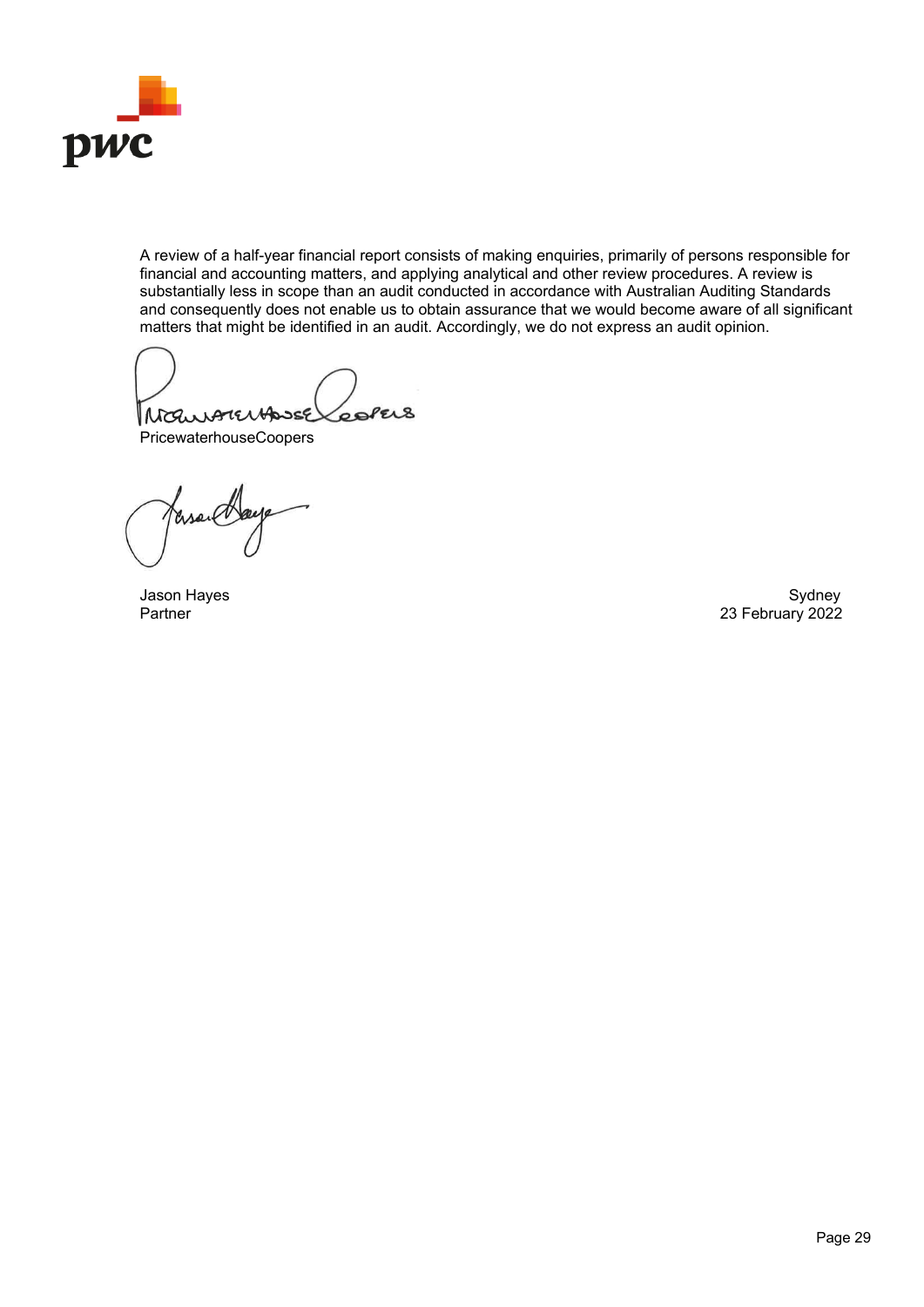A review of a half-year financial report consists of making enquiries, primarily of persons responsible for financial and accounting matters, and applying analytical and other review procedures. A review is substantially less in scope than an audit conducted in accordance with Australian Auditing Standards and consequently does not enable us to obtain assurance that we would become aware of all significant matters that might be identified in an audit. Accordingly, we do not express an audit opinion.

PricewaterhouseCoopers

Jason Hayes
Partner

Sydney
23 February 2022